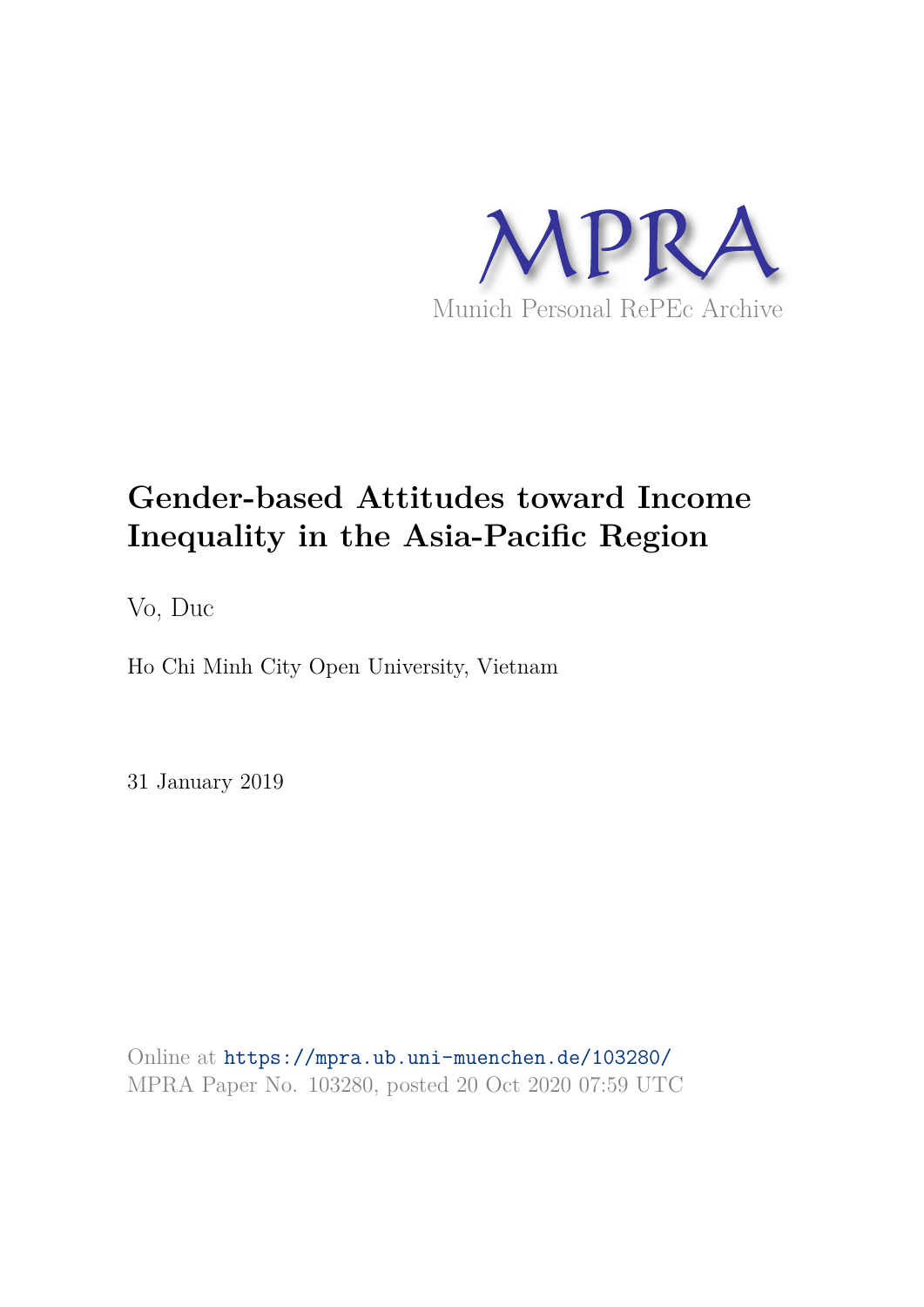MPRA

Munich Personal RePEc Archive

# Gender-based Attitudes toward Income Inequality in the Asia-Pacific Region

Vo, Duc

Ho Chi Minh City Open University, Vietnam

31 January 2019

Online at https://mpra.ub.uni-muenchen.de/103280/
MPRA Paper No. 103280, posted 20 Oct 2020 07:59 UTC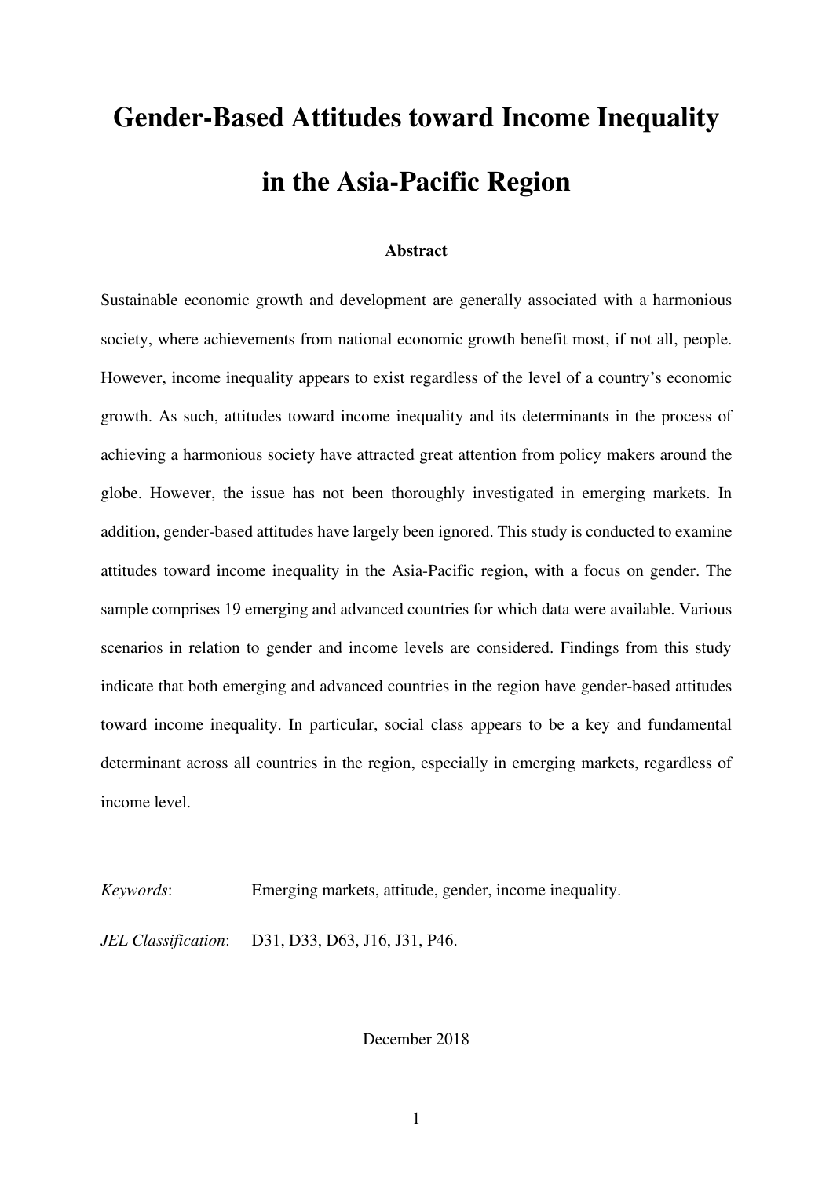# Gender-Based Attitudes toward Income Inequality in the Asia-Pacific Region

### Abstract

Sustainable economic growth and development are generally associated with a harmonious society, where achievements from national economic growth benefit most, if not all, people. However, income inequality appears to exist regardless of the level of a country's economic growth. As such, attitudes toward income inequality and its determinants in the process of achieving a harmonious society have attracted great attention from policy makers around the globe. However, the issue has not been thoroughly investigated in emerging markets. In addition, gender-based attitudes have largely been ignored. This study is conducted to examine attitudes toward income inequality in the Asia-Pacific region, with a focus on gender. The sample comprises 19 emerging and advanced countries for which data were available. Various scenarios in relation to gender and income levels are considered. Findings from this study indicate that both emerging and advanced countries in the region have gender-based attitudes toward income inequality. In particular, social class appears to be a key and fundamental determinant across all countries in the region, especially in emerging markets, regardless of income level.

*Keywords*: Emerging markets, attitude, gender, income inequality.

*JEL Classification*: D31, D33, D63, J16, J31, P46.

December 2018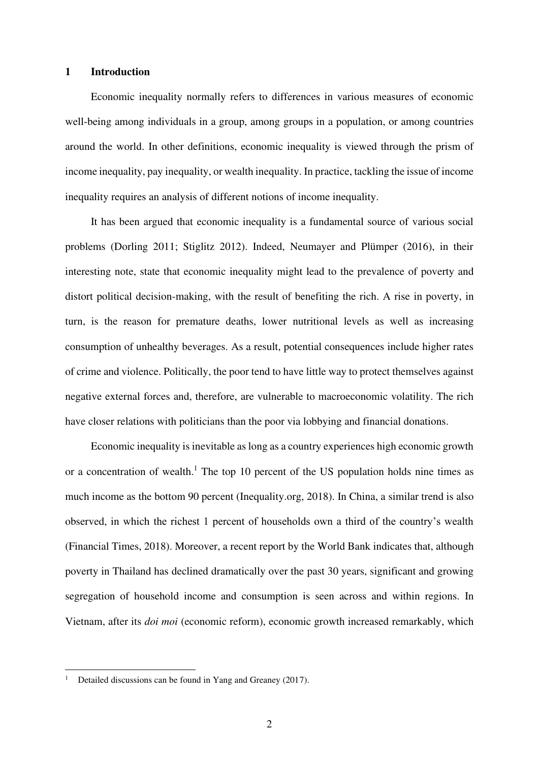# 1 Introduction

Economic inequality normally refers to differences in various measures of economic well-being among individuals in a group, among groups in a population, or among countries around the world. In other definitions, economic inequality is viewed through the prism of income inequality, pay inequality, or wealth inequality. In practice, tackling the issue of income inequality requires an analysis of different notions of income inequality.

It has been argued that economic inequality is a fundamental source of various social problems (Dorling 2011; Stiglitz 2012). Indeed, Neumayer and Plümper (2016), in their interesting note, state that economic inequality might lead to the prevalence of poverty and distort political decision-making, with the result of benefiting the rich. A rise in poverty, in turn, is the reason for premature deaths, lower nutritional levels as well as increasing consumption of unhealthy beverages. As a result, potential consequences include higher rates of crime and violence. Politically, the poor tend to have little way to protect themselves against negative external forces and, therefore, are vulnerable to macroeconomic volatility. The rich have closer relations with politicians than the poor via lobbying and financial donations.

Economic inequality is inevitable as long as a country experiences high economic growth or a concentration of wealth.[1] The top 10 percent of the US population holds nine times as much income as the bottom 90 percent (Inequality.org, 2018). In China, a similar trend is also observed, in which the richest 1 percent of households own a third of the country's wealth (Financial Times, 2018). Moreover, a recent report by the World Bank indicates that, although poverty in Thailand has declined dramatically over the past 30 years, significant and growing segregation of household income and consumption is seen across and within regions. In Vietnam, after its *doi moi* (economic reform), economic growth increased remarkably, which

[1] Detailed discussions can be found in Yang and Greaney (2017).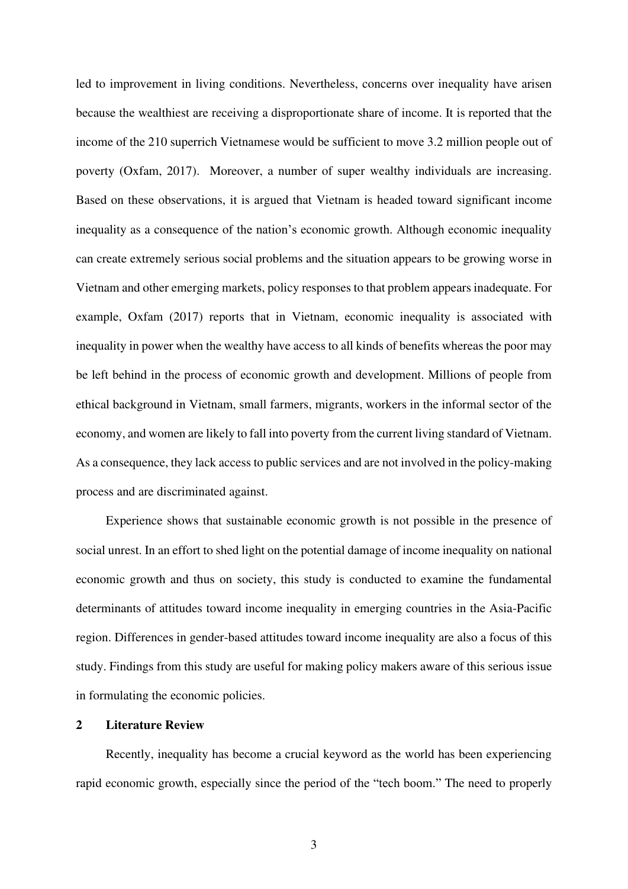led to improvement in living conditions. Nevertheless, concerns over inequality have arisen because the wealthiest are receiving a disproportionate share of income. It is reported that the income of the 210 superrich Vietnamese would be sufficient to move 3.2 million people out of poverty (Oxfam, 2017). Moreover, a number of super wealthy individuals are increasing. Based on these observations, it is argued that Vietnam is headed toward significant income inequality as a consequence of the nation's economic growth. Although economic inequality can create extremely serious social problems and the situation appears to be growing worse in Vietnam and other emerging markets, policy responses to that problem appears inadequate. For example, Oxfam (2017) reports that in Vietnam, economic inequality is associated with inequality in power when the wealthy have access to all kinds of benefits whereas the poor may be left behind in the process of economic growth and development. Millions of people from ethical background in Vietnam, small farmers, migrants, workers in the informal sector of the economy, and women are likely to fall into poverty from the current living standard of Vietnam. As a consequence, they lack access to public services and are not involved in the policy-making process and are discriminated against.

Experience shows that sustainable economic growth is not possible in the presence of social unrest. In an effort to shed light on the potential damage of income inequality on national economic growth and thus on society, this study is conducted to examine the fundamental determinants of attitudes toward income inequality in emerging countries in the Asia-Pacific region. Differences in gender-based attitudes toward income inequality are also a focus of this study. Findings from this study are useful for making policy makers aware of this serious issue in formulating the economic policies.

## 2 Literature Review

Recently, inequality has become a crucial keyword as the world has been experiencing rapid economic growth, especially since the period of the "tech boom." The need to properly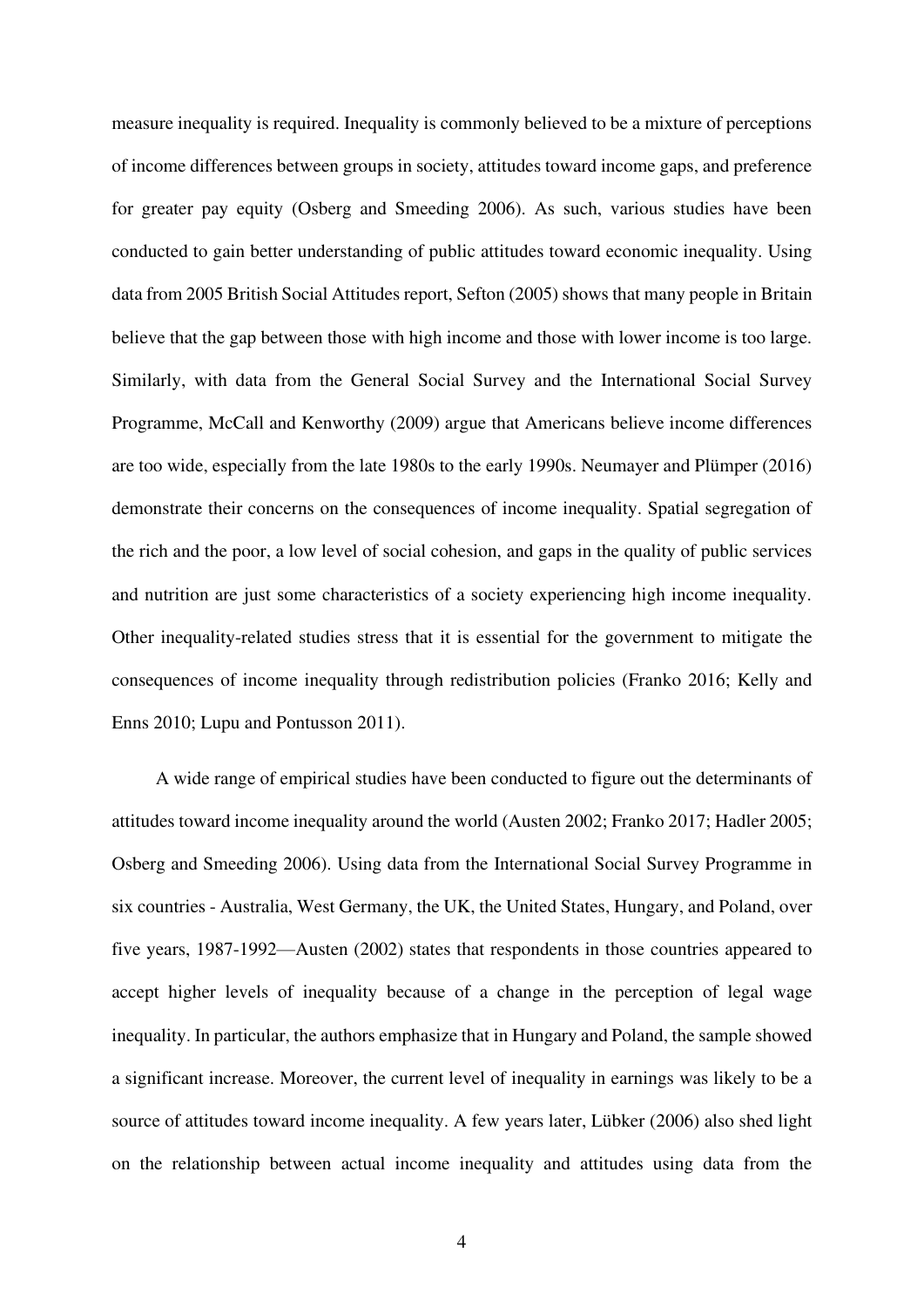measure inequality is required. Inequality is commonly believed to be a mixture of perceptions of income differences between groups in society, attitudes toward income gaps, and preference for greater pay equity (Osberg and Smeeding 2006). As such, various studies have been conducted to gain better understanding of public attitudes toward economic inequality. Using data from 2005 British Social Attitudes report, Sefton (2005) shows that many people in Britain believe that the gap between those with high income and those with lower income is too large. Similarly, with data from the General Social Survey and the International Social Survey Programme, McCall and Kenworthy (2009) argue that Americans believe income differences are too wide, especially from the late 1980s to the early 1990s. Neumayer and Plümper (2016) demonstrate their concerns on the consequences of income inequality. Spatial segregation of the rich and the poor, a low level of social cohesion, and gaps in the quality of public services and nutrition are just some characteristics of a society experiencing high income inequality. Other inequality-related studies stress that it is essential for the government to mitigate the consequences of income inequality through redistribution policies (Franko 2016; Kelly and Enns 2010; Lupu and Pontusson 2011).

A wide range of empirical studies have been conducted to figure out the determinants of attitudes toward income inequality around the world (Austen 2002; Franko 2017; Hadler 2005; Osberg and Smeeding 2006). Using data from the International Social Survey Programme in six countries - Australia, West Germany, the UK, the United States, Hungary, and Poland, over five years, 1987-1992—Austen (2002) states that respondents in those countries appeared to accept higher levels of inequality because of a change in the perception of legal wage inequality. In particular, the authors emphasize that in Hungary and Poland, the sample showed a significant increase. Moreover, the current level of inequality in earnings was likely to be a source of attitudes toward income inequality. A few years later, Lübker (2006) also shed light on the relationship between actual income inequality and attitudes using data from the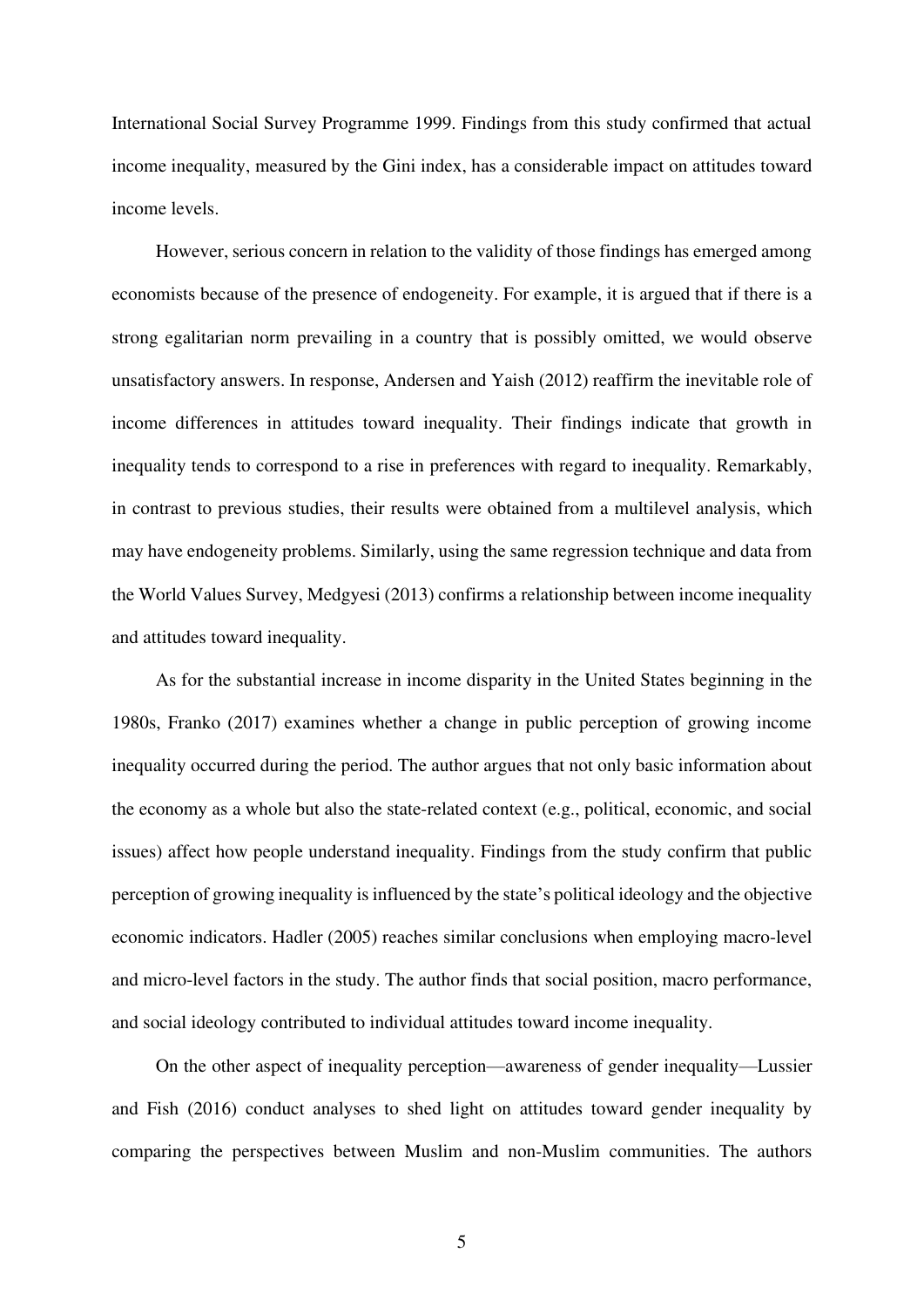International Social Survey Programme 1999. Findings from this study confirmed that actual income inequality, measured by the Gini index, has a considerable impact on attitudes toward income levels.

However, serious concern in relation to the validity of those findings has emerged among economists because of the presence of endogeneity. For example, it is argued that if there is a strong egalitarian norm prevailing in a country that is possibly omitted, we would observe unsatisfactory answers. In response, Andersen and Yaish (2012) reaffirm the inevitable role of income differences in attitudes toward inequality. Their findings indicate that growth in inequality tends to correspond to a rise in preferences with regard to inequality. Remarkably, in contrast to previous studies, their results were obtained from a multilevel analysis, which may have endogeneity problems. Similarly, using the same regression technique and data from the World Values Survey, Medgyesi (2013) confirms a relationship between income inequality and attitudes toward inequality.

As for the substantial increase in income disparity in the United States beginning in the 1980s, Franko (2017) examines whether a change in public perception of growing income inequality occurred during the period. The author argues that not only basic information about the economy as a whole but also the state-related context (e.g., political, economic, and social issues) affect how people understand inequality. Findings from the study confirm that public perception of growing inequality is influenced by the state's political ideology and the objective economic indicators. Hadler (2005) reaches similar conclusions when employing macro-level and micro-level factors in the study. The author finds that social position, macro performance, and social ideology contributed to individual attitudes toward income inequality.

On the other aspect of inequality perception—awareness of gender inequality—Lussier and Fish (2016) conduct analyses to shed light on attitudes toward gender inequality by comparing the perspectives between Muslim and non-Muslim communities. The authors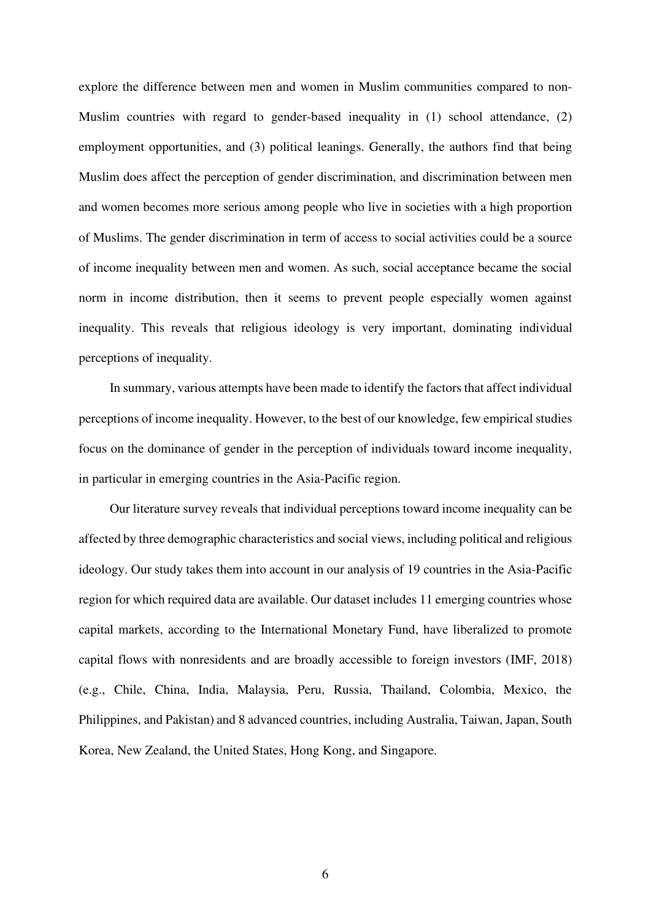explore the difference between men and women in Muslim communities compared to non-Muslim countries with regard to gender-based inequality in (1) school attendance, (2) employment opportunities, and (3) political leanings. Generally, the authors find that being Muslim does affect the perception of gender discrimination, and discrimination between men and women becomes more serious among people who live in societies with a high proportion of Muslims. The gender discrimination in term of access to social activities could be a source of income inequality between men and women. As such, social acceptance became the social norm in income distribution, then it seems to prevent people especially women against inequality. This reveals that religious ideology is very important, dominating individual perceptions of inequality.

In summary, various attempts have been made to identify the factors that affect individual perceptions of income inequality. However, to the best of our knowledge, few empirical studies focus on the dominance of gender in the perception of individuals toward income inequality, in particular in emerging countries in the Asia-Pacific region.

Our literature survey reveals that individual perceptions toward income inequality can be affected by three demographic characteristics and social views, including political and religious ideology. Our study takes them into account in our analysis of 19 countries in the Asia-Pacific region for which required data are available. Our dataset includes 11 emerging countries whose capital markets, according to the International Monetary Fund, have liberalized to promote capital flows with nonresidents and are broadly accessible to foreign investors (IMF, 2018) (e.g., Chile, China, India, Malaysia, Peru, Russia, Thailand, Colombia, Mexico, the Philippines, and Pakistan) and 8 advanced countries, including Australia, Taiwan, Japan, South Korea, New Zealand, the United States, Hong Kong, and Singapore.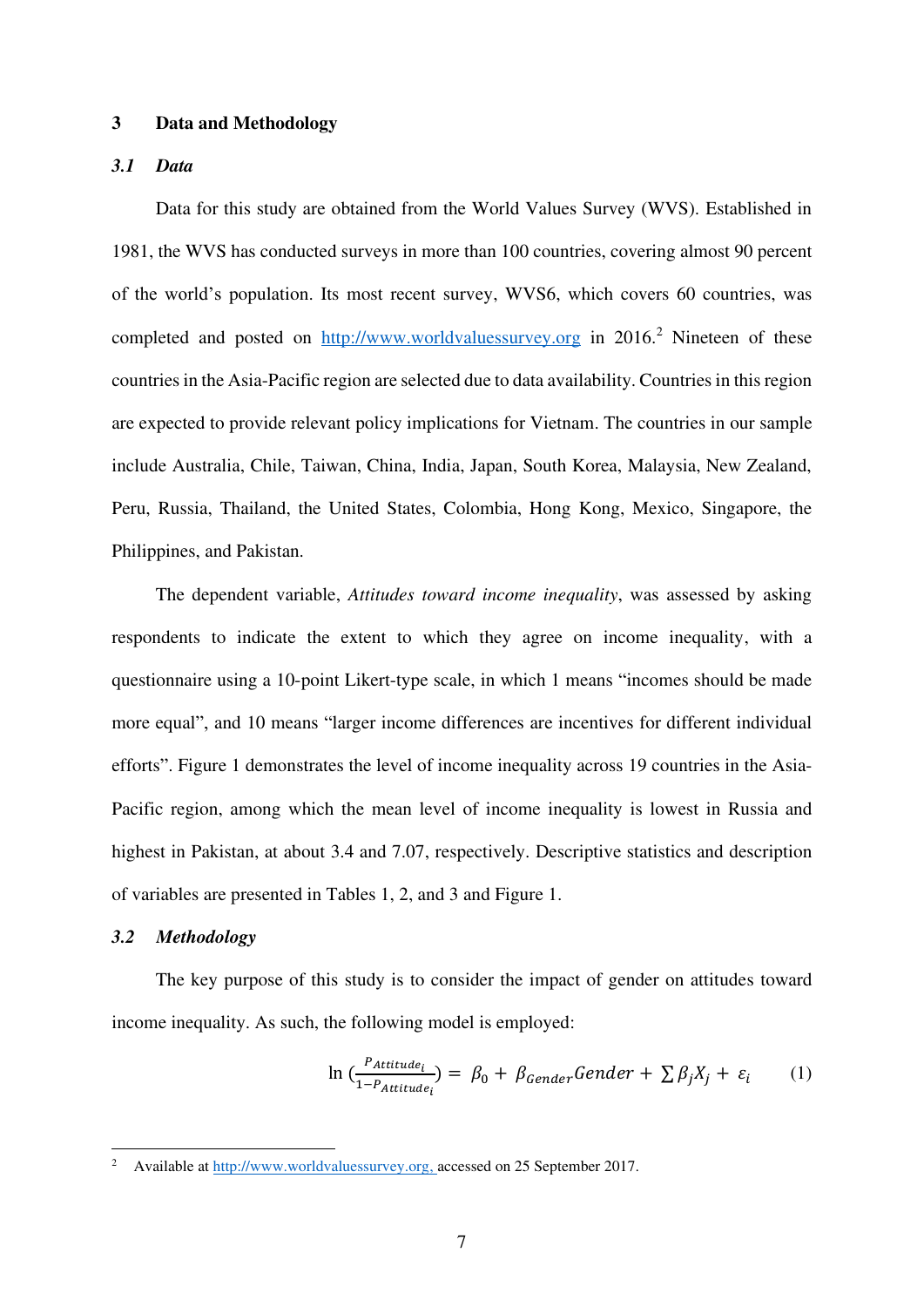## 3 Data and Methodology

### *3.1 Data*

Data for this study are obtained from the World Values Survey (WVS). Established in 1981, the WVS has conducted surveys in more than 100 countries, covering almost 90 percent of the world's population. Its most recent survey, WVS6, which covers 60 countries, was completed and posted on http://www.worldvaluessurvey.org in 2016.[2] Nineteen of these countries in the Asia-Pacific region are selected due to data availability. Countries in this region are expected to provide relevant policy implications for Vietnam. The countries in our sample include Australia, Chile, Taiwan, China, India, Japan, South Korea, Malaysia, New Zealand, Peru, Russia, Thailand, the United States, Colombia, Hong Kong, Mexico, Singapore, the Philippines, and Pakistan.

The dependent variable, *Attitudes toward income inequality*, was assessed by asking respondents to indicate the extent to which they agree on income inequality, with a questionnaire using a 10-point Likert-type scale, in which 1 means "incomes should be made more equal", and 10 means "larger income differences are incentives for different individual efforts". Figure 1 demonstrates the level of income inequality across 19 countries in the Asia-Pacific region, among which the mean level of income inequality is lowest in Russia and highest in Pakistan, at about 3.4 and 7.07, respectively. Descriptive statistics and description of variables are presented in Tables 1, 2, and 3 and Figure 1.

### *3.2 Methodology*

The key purpose of this study is to consider the impact of gender on attitudes toward income inequality. As such, the following model is employed:

$$\ln\left(\frac{P_{Attitude_i}}{1-P_{Attitude_i}}\right) = \beta_0 + \beta_{Gender}Gender + \sum \beta_j X_j + \varepsilon_i \qquad (1)$$

---

[2] Available at http://www.worldvaluessurvey.org, accessed on 25 September 2017.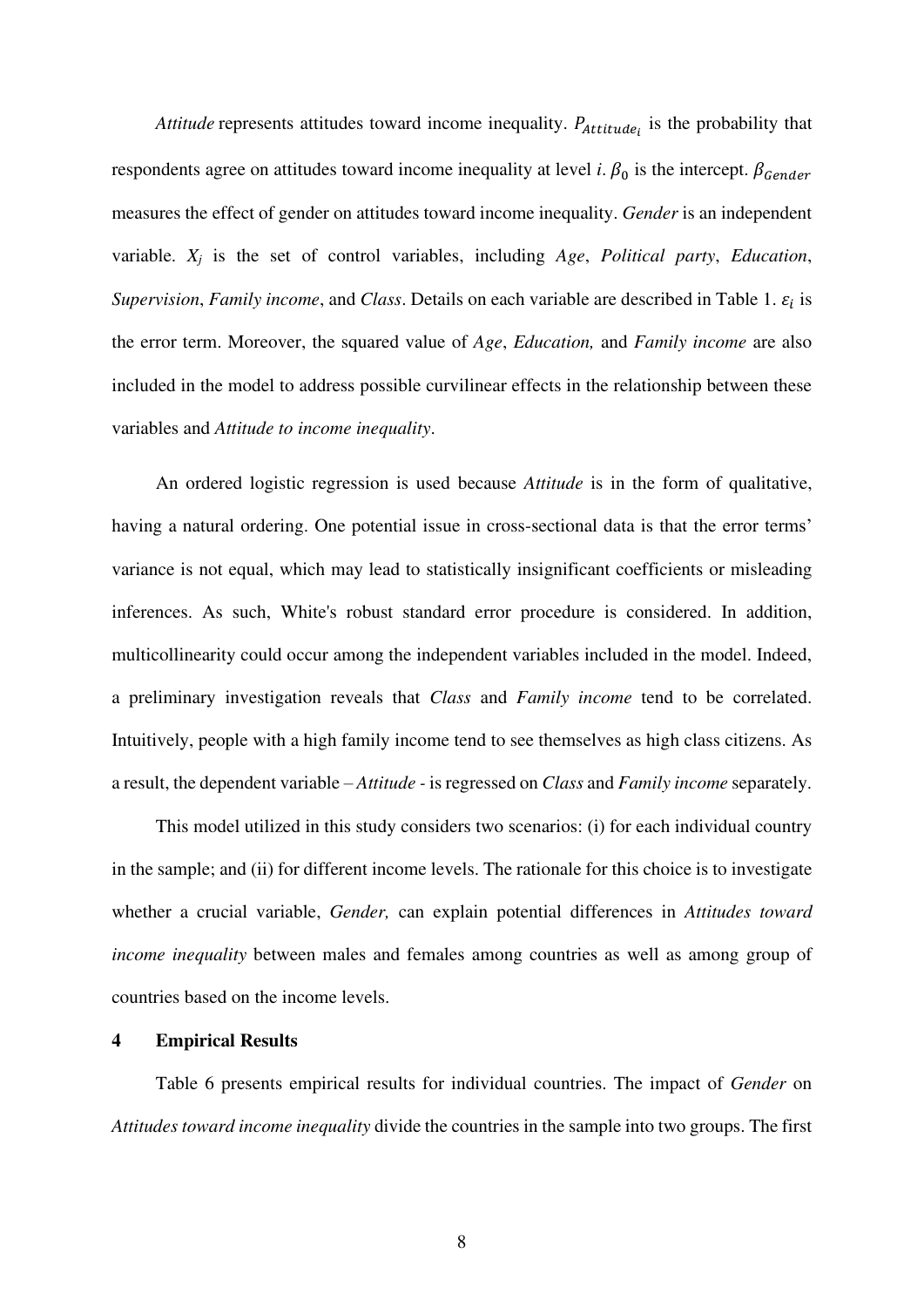*Attitude* represents attitudes toward income inequality. $P_{Attitude_i}$ is the probability that respondents agree on attitudes toward income inequality at level *i*. $\beta_0$ is the intercept. $\beta_{Gender}$ measures the effect of gender on attitudes toward income inequality. *Gender* is an independent variable. $X_j$ is the set of control variables, including *Age*, *Political party*, *Education*, *Supervision*, *Family income*, and *Class*. Details on each variable are described in Table 1. $\varepsilon_i$ is the error term. Moreover, the squared value of *Age*, *Education,* and *Family income* are also included in the model to address possible curvilinear effects in the relationship between these variables and *Attitude to income inequality*.

An ordered logistic regression is used because *Attitude* is in the form of qualitative, having a natural ordering. One potential issue in cross-sectional data is that the error terms' variance is not equal, which may lead to statistically insignificant coefficients or misleading inferences. As such, White's robust standard error procedure is considered. In addition, multicollinearity could occur among the independent variables included in the model. Indeed, a preliminary investigation reveals that *Class* and *Family income* tend to be correlated. Intuitively, people with a high family income tend to see themselves as high class citizens. As a result, the dependent variable – *Attitude* - is regressed on *Class* and *Family income* separately.

This model utilized in this study considers two scenarios: (i) for each individual country in the sample; and (ii) for different income levels. The rationale for this choice is to investigate whether a crucial variable, *Gender,* can explain potential differences in *Attitudes toward income inequality* between males and females among countries as well as among group of countries based on the income levels.

## 4 Empirical Results

Table 6 presents empirical results for individual countries. The impact of *Gender* on *Attitudes toward income inequality* divide the countries in the sample into two groups. The first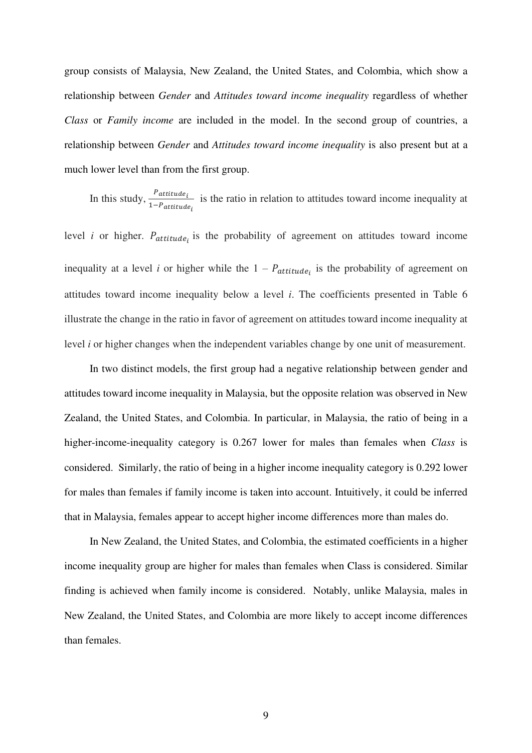group consists of Malaysia, New Zealand, the United States, and Colombia, which show a relationship between *Gender* and *Attitudes toward income inequality* regardless of whether *Class* or *Family income* are included in the model. In the second group of countries, a relationship between *Gender* and *Attitudes toward income inequality* is also present but at a much lower level than from the first group.

In this study, $\frac{P_{attitude_i}}{1-P_{attitude_i}}$ is the ratio in relation to attitudes toward income inequality at level *i* or higher. $P_{attitude_i}$ is the probability of agreement on attitudes toward income inequality at a level *i* or higher while the $1 - P_{attitude_i}$ is the probability of agreement on attitudes toward income inequality below a level *i*. The coefficients presented in Table 6 illustrate the change in the ratio in favor of agreement on attitudes toward income inequality at level *i* or higher changes when the independent variables change by one unit of measurement.

In two distinct models, the first group had a negative relationship between gender and attitudes toward income inequality in Malaysia, but the opposite relation was observed in New Zealand, the United States, and Colombia. In particular, in Malaysia, the ratio of being in a higher-income-inequality category is 0.267 lower for males than females when *Class* is considered. Similarly, the ratio of being in a higher income inequality category is 0.292 lower for males than females if family income is taken into account. Intuitively, it could be inferred that in Malaysia, females appear to accept higher income differences more than males do.

In New Zealand, the United States, and Colombia, the estimated coefficients in a higher income inequality group are higher for males than females when Class is considered. Similar finding is achieved when family income is considered. Notably, unlike Malaysia, males in New Zealand, the United States, and Colombia are more likely to accept income differences than females.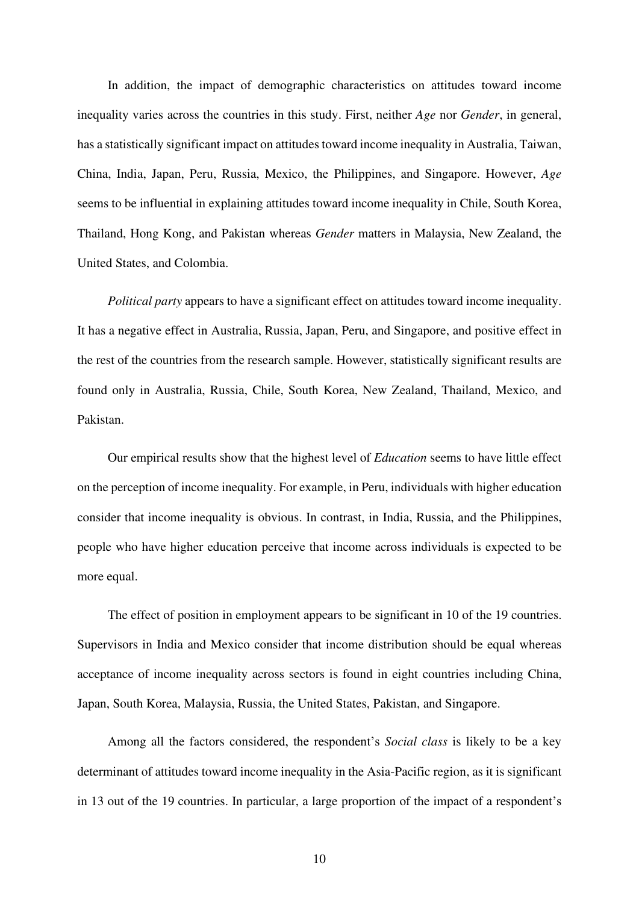In addition, the impact of demographic characteristics on attitudes toward income inequality varies across the countries in this study. First, neither *Age* nor *Gender*, in general, has a statistically significant impact on attitudes toward income inequality in Australia, Taiwan, China, India, Japan, Peru, Russia, Mexico, the Philippines, and Singapore. However, *Age* seems to be influential in explaining attitudes toward income inequality in Chile, South Korea, Thailand, Hong Kong, and Pakistan whereas *Gender* matters in Malaysia, New Zealand, the United States, and Colombia.

*Political party* appears to have a significant effect on attitudes toward income inequality. It has a negative effect in Australia, Russia, Japan, Peru, and Singapore, and positive effect in the rest of the countries from the research sample. However, statistically significant results are found only in Australia, Russia, Chile, South Korea, New Zealand, Thailand, Mexico, and Pakistan.

Our empirical results show that the highest level of *Education* seems to have little effect on the perception of income inequality. For example, in Peru, individuals with higher education consider that income inequality is obvious. In contrast, in India, Russia, and the Philippines, people who have higher education perceive that income across individuals is expected to be more equal.

The effect of position in employment appears to be significant in 10 of the 19 countries. Supervisors in India and Mexico consider that income distribution should be equal whereas acceptance of income inequality across sectors is found in eight countries including China, Japan, South Korea, Malaysia, Russia, the United States, Pakistan, and Singapore.

Among all the factors considered, the respondent's *Social class* is likely to be a key determinant of attitudes toward income inequality in the Asia-Pacific region, as it is significant in 13 out of the 19 countries. In particular, a large proportion of the impact of a respondent's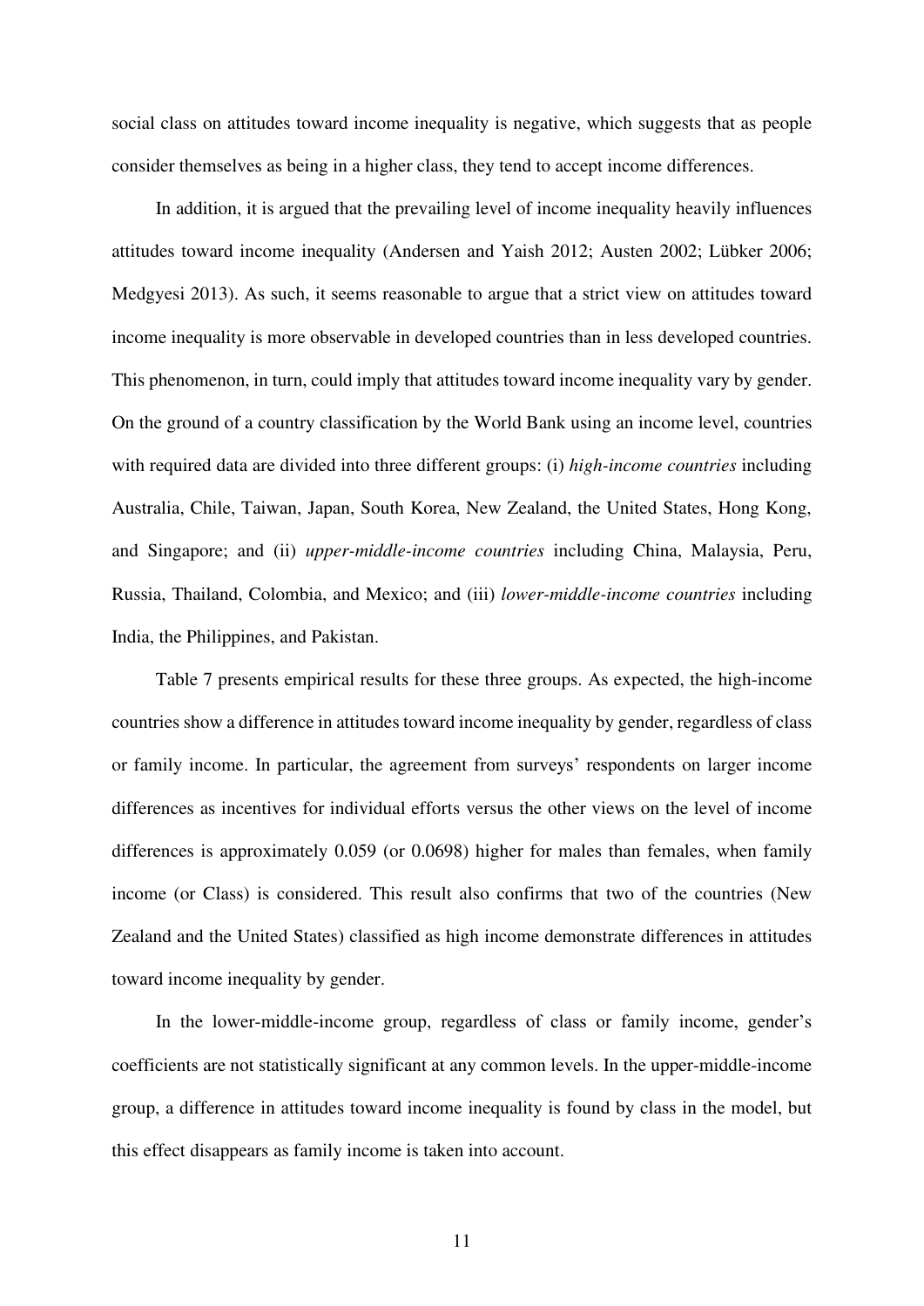social class on attitudes toward income inequality is negative, which suggests that as people consider themselves as being in a higher class, they tend to accept income differences.

In addition, it is argued that the prevailing level of income inequality heavily influences attitudes toward income inequality (Andersen and Yaish 2012; Austen 2002; Lübker 2006; Medgyesi 2013). As such, it seems reasonable to argue that a strict view on attitudes toward income inequality is more observable in developed countries than in less developed countries. This phenomenon, in turn, could imply that attitudes toward income inequality vary by gender. On the ground of a country classification by the World Bank using an income level, countries with required data are divided into three different groups: (i) *high-income countries* including Australia, Chile, Taiwan, Japan, South Korea, New Zealand, the United States, Hong Kong, and Singapore; and (ii) *upper-middle-income countries* including China, Malaysia, Peru, Russia, Thailand, Colombia, and Mexico; and (iii) *lower-middle-income countries* including India, the Philippines, and Pakistan.

Table 7 presents empirical results for these three groups. As expected, the high-income countries show a difference in attitudes toward income inequality by gender, regardless of class or family income. In particular, the agreement from surveys' respondents on larger income differences as incentives for individual efforts versus the other views on the level of income differences is approximately 0.059 (or 0.0698) higher for males than females, when family income (or Class) is considered. This result also confirms that two of the countries (New Zealand and the United States) classified as high income demonstrate differences in attitudes toward income inequality by gender.

In the lower-middle-income group, regardless of class or family income, gender's coefficients are not statistically significant at any common levels. In the upper-middle-income group, a difference in attitudes toward income inequality is found by class in the model, but this effect disappears as family income is taken into account.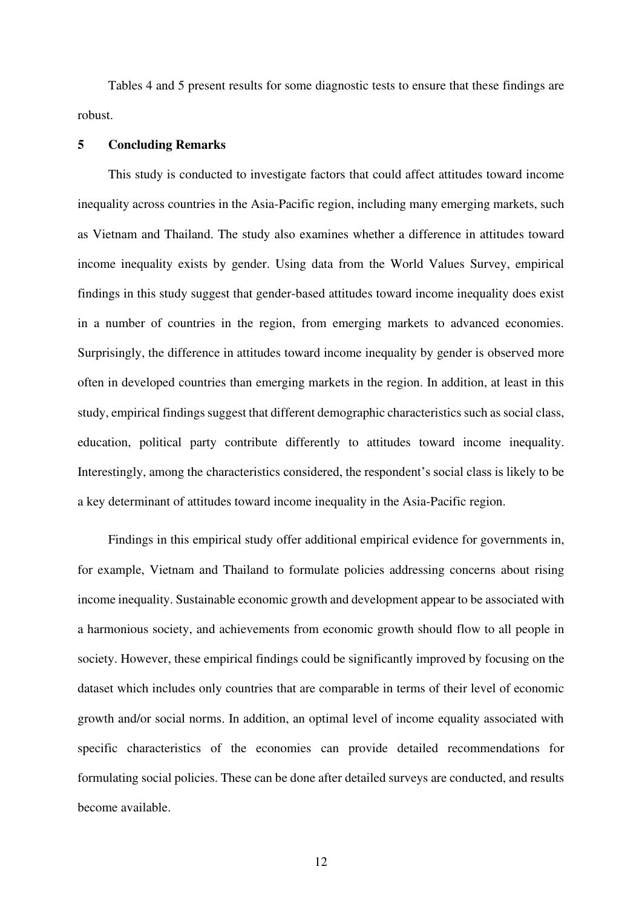Tables 4 and 5 present results for some diagnostic tests to ensure that these findings are robust.

## 5 Concluding Remarks

This study is conducted to investigate factors that could affect attitudes toward income inequality across countries in the Asia-Pacific region, including many emerging markets, such as Vietnam and Thailand. The study also examines whether a difference in attitudes toward income inequality exists by gender. Using data from the World Values Survey, empirical findings in this study suggest that gender-based attitudes toward income inequality does exist in a number of countries in the region, from emerging markets to advanced economies. Surprisingly, the difference in attitudes toward income inequality by gender is observed more often in developed countries than emerging markets in the region. In addition, at least in this study, empirical findings suggest that different demographic characteristics such as social class, education, political party contribute differently to attitudes toward income inequality. Interestingly, among the characteristics considered, the respondent's social class is likely to be a key determinant of attitudes toward income inequality in the Asia-Pacific region.

Findings in this empirical study offer additional empirical evidence for governments in, for example, Vietnam and Thailand to formulate policies addressing concerns about rising income inequality. Sustainable economic growth and development appear to be associated with a harmonious society, and achievements from economic growth should flow to all people in society. However, these empirical findings could be significantly improved by focusing on the dataset which includes only countries that are comparable in terms of their level of economic growth and/or social norms. In addition, an optimal level of income equality associated with specific characteristics of the economies can provide detailed recommendations for formulating social policies. These can be done after detailed surveys are conducted, and results become available.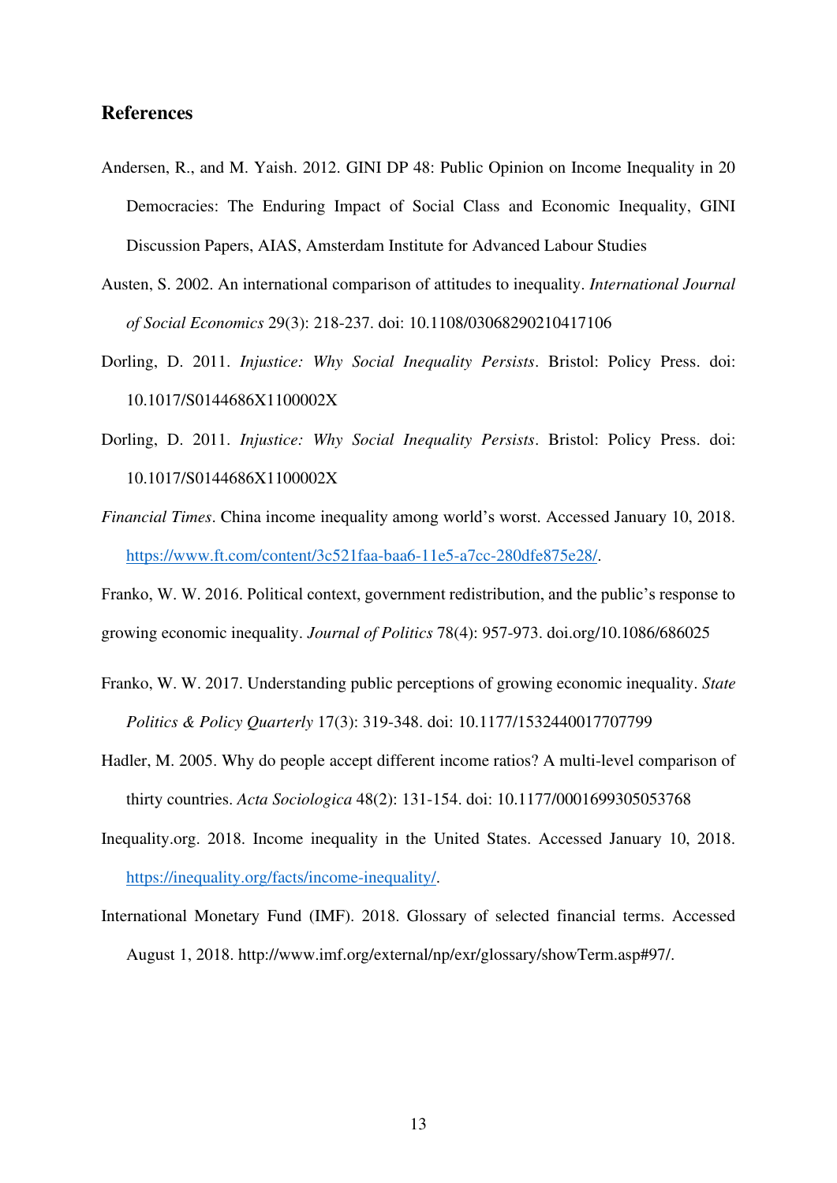## References

Andersen, R., and M. Yaish. 2012. GINI DP 48: Public Opinion on Income Inequality in 20 Democracies: The Enduring Impact of Social Class and Economic Inequality, GINI Discussion Papers, AIAS, Amsterdam Institute for Advanced Labour Studies

Austen, S. 2002. An international comparison of attitudes to inequality. *International Journal of Social Economics* 29(3): 218-237. doi: 10.1108/03068290210417106

Dorling, D. 2011. *Injustice: Why Social Inequality Persists*. Bristol: Policy Press. doi: 10.1017/S0144686X1100002X

Dorling, D. 2011. *Injustice: Why Social Inequality Persists*. Bristol: Policy Press. doi: 10.1017/S0144686X1100002X

*Financial Times*. China income inequality among world's worst. Accessed January 10, 2018. https://www.ft.com/content/3c521faa-baa6-11e5-a7cc-280dfe875e28/.

Franko, W. W. 2016. Political context, government redistribution, and the public's response to growing economic inequality. *Journal of Politics* 78(4): 957-973. doi.org/10.1086/686025

Franko, W. W. 2017. Understanding public perceptions of growing economic inequality. *State Politics & Policy Quarterly* 17(3): 319-348. doi: 10.1177/1532440017707799

Hadler, M. 2005. Why do people accept different income ratios? A multi-level comparison of thirty countries. *Acta Sociologica* 48(2): 131-154. doi: 10.1177/0001699305053768

Inequality.org. 2018. Income inequality in the United States. Accessed January 10, 2018. https://inequality.org/facts/income-inequality/.

International Monetary Fund (IMF). 2018. Glossary of selected financial terms. Accessed August 1, 2018. http://www.imf.org/external/np/exr/glossary/showTerm.asp#97/.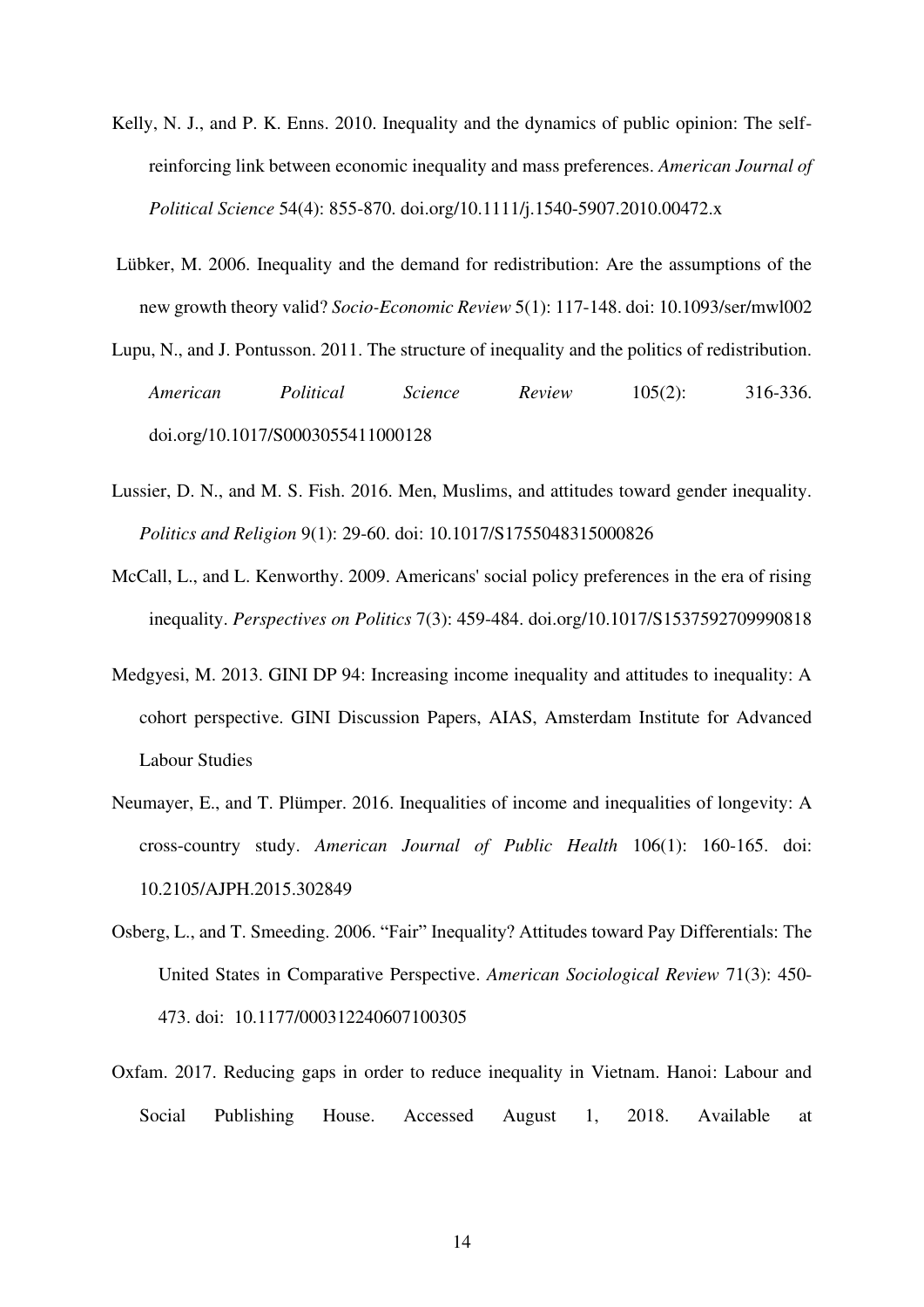Kelly, N. J., and P. K. Enns. 2010. Inequality and the dynamics of public opinion: The self-reinforcing link between economic inequality and mass preferences. *American Journal of Political Science* 54(4): 855-870. doi.org/10.1111/j.1540-5907.2010.00472.x

Lübker, M. 2006. Inequality and the demand for redistribution: Are the assumptions of the new growth theory valid? *Socio-Economic Review* 5(1): 117-148. doi: 10.1093/ser/mwl002

Lupu, N., and J. Pontusson. 2011. The structure of inequality and the politics of redistribution. *American Political Science Review* 105(2): 316-336. doi.org/10.1017/S0003055411000128

Lussier, D. N., and M. S. Fish. 2016. Men, Muslims, and attitudes toward gender inequality. *Politics and Religion* 9(1): 29-60. doi: 10.1017/S1755048315000826

McCall, L., and L. Kenworthy. 2009. Americans' social policy preferences in the era of rising inequality. *Perspectives on Politics* 7(3): 459-484. doi.org/10.1017/S1537592709990818

Medgyesi, M. 2013. GINI DP 94: Increasing income inequality and attitudes to inequality: A cohort perspective. GINI Discussion Papers, AIAS, Amsterdam Institute for Advanced Labour Studies

Neumayer, E., and T. Plümper. 2016. Inequalities of income and inequalities of longevity: A cross-country study. *American Journal of Public Health* 106(1): 160-165. doi: 10.2105/AJPH.2015.302849

Osberg, L., and T. Smeeding. 2006. "Fair" Inequality? Attitudes toward Pay Differentials: The United States in Comparative Perspective. *American Sociological Review* 71(3): 450-473. doi: 10.1177/000312240607100305

Oxfam. 2017. Reducing gaps in order to reduce inequality in Vietnam. Hanoi: Labour and Social Publishing House. Accessed August 1, 2018. Available at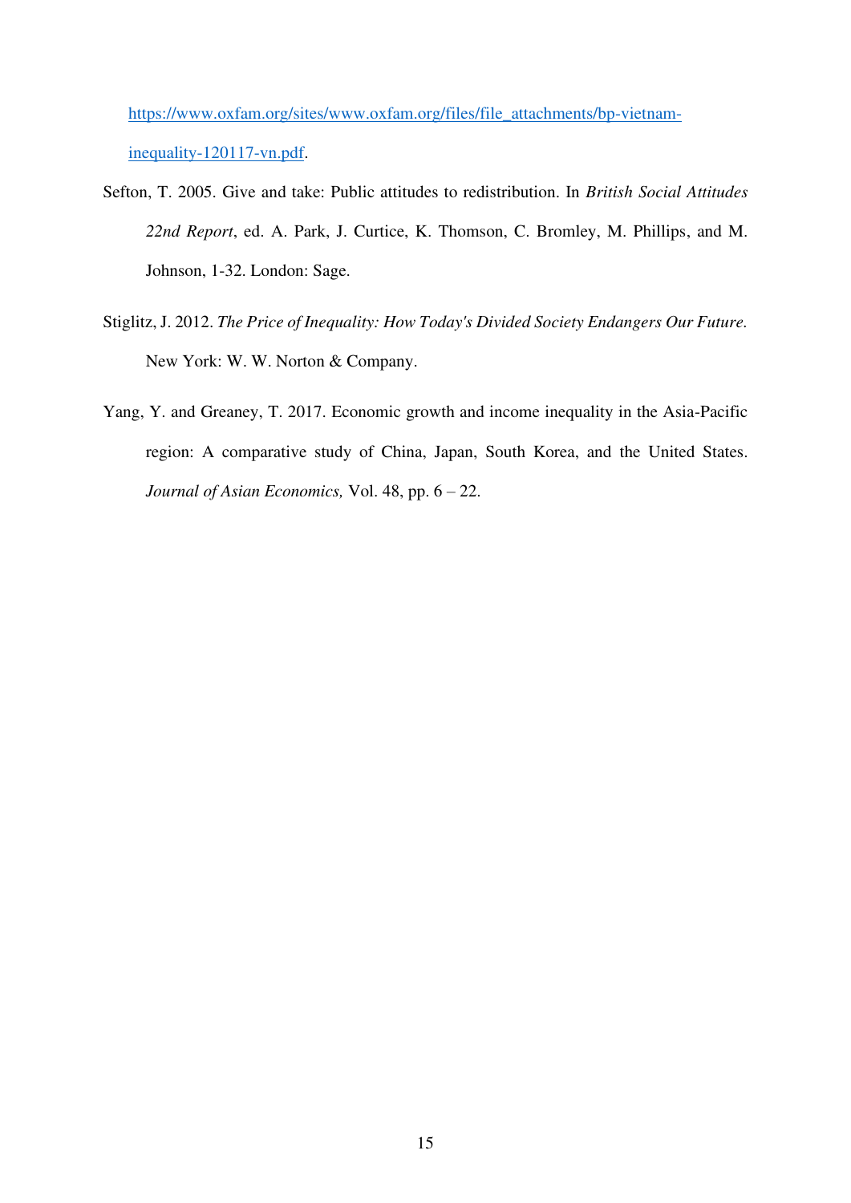https://www.oxfam.org/sites/www.oxfam.org/files/file_attachments/bp-vietnam-inequality-120117-vn.pdf.

Sefton, T. 2005. Give and take: Public attitudes to redistribution. In *British Social Attitudes 22nd Report*, ed. A. Park, J. Curtice, K. Thomson, C. Bromley, M. Phillips, and M. Johnson, 1-32. London: Sage.

Stiglitz, J. 2012. *The Price of Inequality: How Today's Divided Society Endangers Our Future.* New York: W. W. Norton & Company.

Yang, Y. and Greaney, T. 2017. Economic growth and income inequality in the Asia-Pacific region: A comparative study of China, Japan, South Korea, and the United States. *Journal of Asian Economics,* Vol. 48, pp. 6 – 22.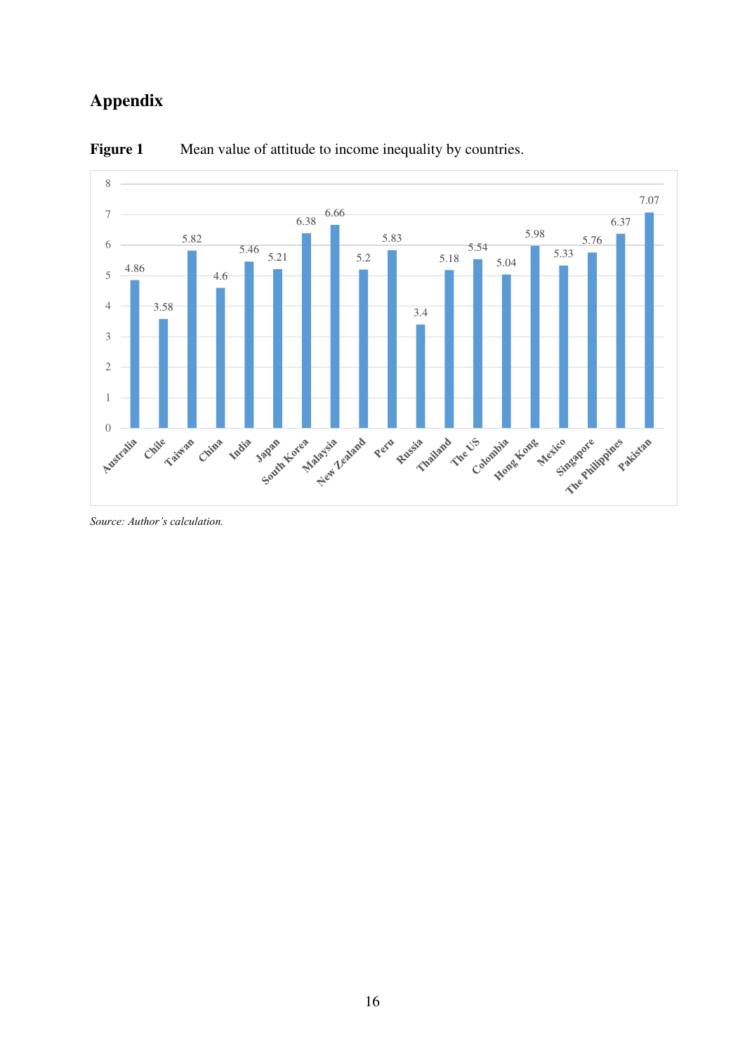# Appendix

**Figure 1** Mean value of attitude to income inequality by countries.

| Country | Mean value |
|---|---|
| Australia | 4.86 |
| Chile | 3.58 |
| Taiwan | 5.82 |
| China | 4.6 |
| India | 5.46 |
| Japan | 5.21 |
| South Korea | 6.38 |
| Malaysia | 6.66 |
| New Zealand | 5.2 |
| Peru | 5.83 |
| Russia | 3.4 |
| Thailand | 5.18 |
| The US | 5.54 |
| Colombia | 5.04 |
| Hong Kong | 5.98 |
| Mexico | 5.33 |
| Singapore | 5.76 |
| The Philippines | 6.37 |
| Pakistan | 7.07 |

*Source: Author's calculation.*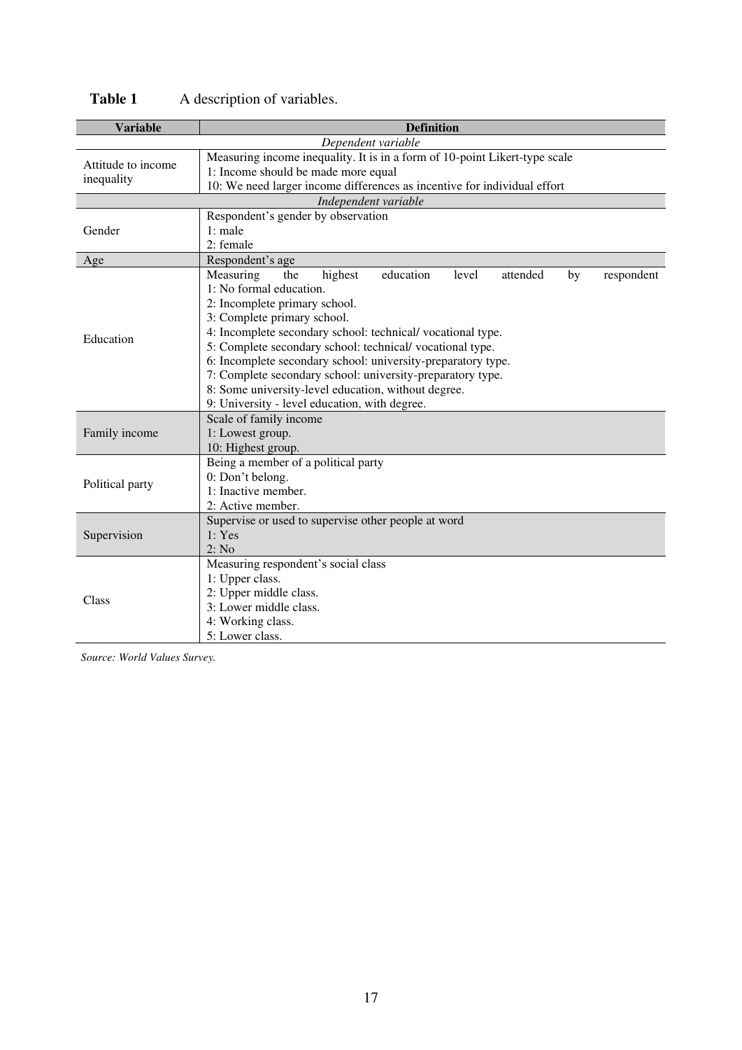**Table 1** A description of variables.

| Variable | Definition |
|---|---|
| *Dependent variable* | |
| Attitude to income inequality | Measuring income inequality. It is in a form of 10-point Likert-type scale<br>1: Income should be made more equal<br>10: We need larger income differences as incentive for individual effort |
| *Independent variable* | |
| Gender | Respondent's gender by observation<br>1: male<br>2: female |
| Age | Respondent's age |
| Education | Measuring the highest education level attended by respondent<br>1: No formal education.<br>2: Incomplete primary school.<br>3: Complete primary school.<br>4: Incomplete secondary school: technical/ vocational type.<br>5: Complete secondary school: technical/ vocational type.<br>6: Incomplete secondary school: university-preparatory type.<br>7: Complete secondary school: university-preparatory type.<br>8: Some university-level education, without degree.<br>9: University - level education, with degree. |
| Family income | Scale of family income<br>1: Lowest group.<br>10: Highest group. |
| Political party | Being a member of a political party<br>0: Don't belong.<br>1: Inactive member.<br>2: Active member. |
| Supervision | Supervise or used to supervise other people at word<br>1: Yes<br>2: No |
| Class | Measuring respondent's social class<br>1: Upper class.<br>2: Upper middle class.<br>3: Lower middle class.<br>4: Working class.<br>5: Lower class. |

*Source: World Values Survey.*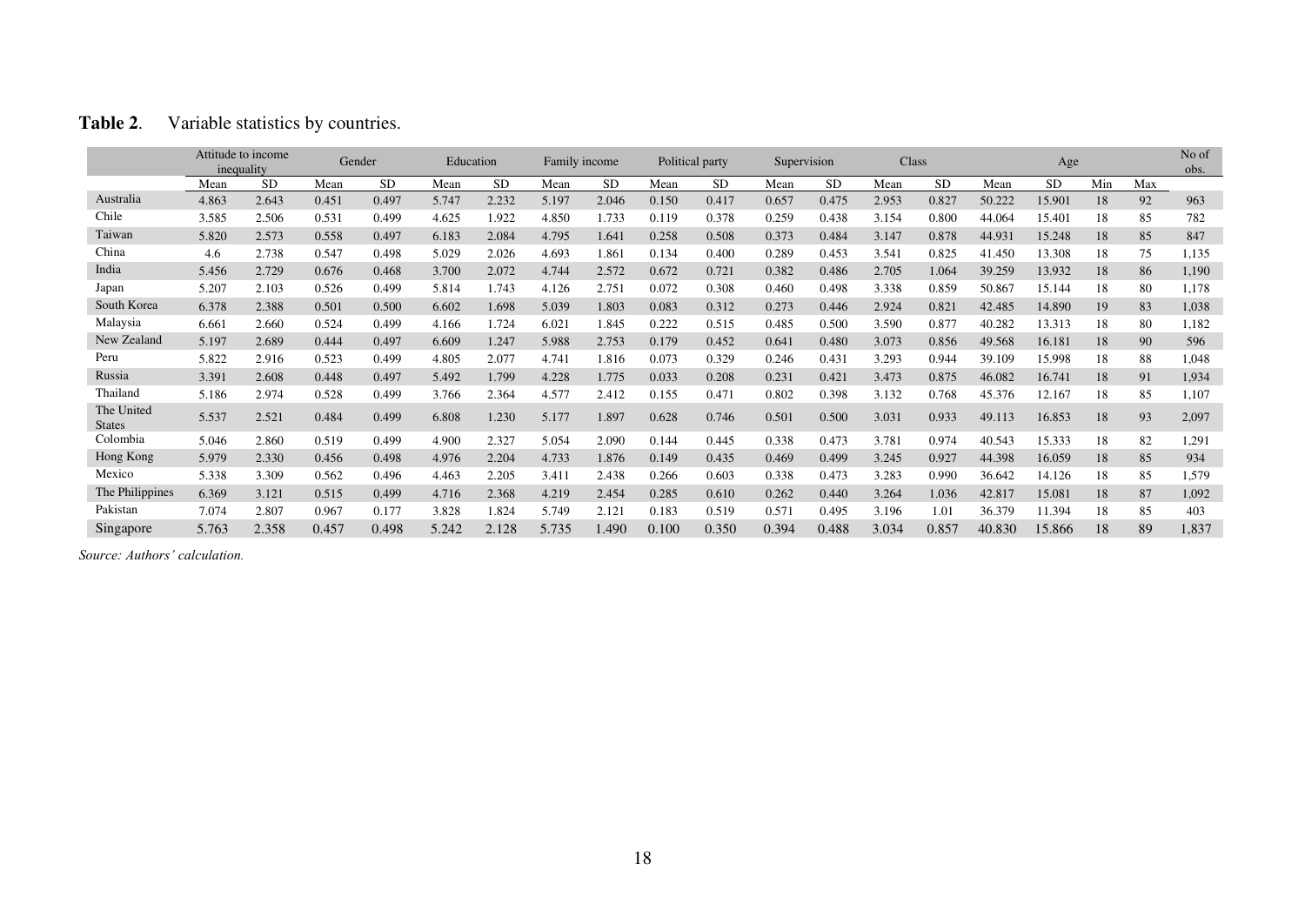**Table 2**. Variable statistics by countries.

| | Attitude to income inequality | | Gender | | Education | | Family income | | Political party | | Supervision | | Class | | Age | | | | No of obs. |
|---|---|---|---|---|---|---|---|---|---|---|---|---|---|---|---|---|---|---|---|
| | Mean | SD | Mean | SD | Mean | SD | Mean | SD | Mean | SD | Mean | SD | Mean | SD | Mean | SD | Min | Max | |
| Australia | 4.863 | 2.643 | 0.451 | 0.497 | 5.747 | 2.232 | 5.197 | 2.046 | 0.150 | 0.417 | 0.657 | 0.475 | 2.953 | 0.827 | 50.222 | 15.901 | 18 | 92 | 963 |
| Chile | 3.585 | 2.506 | 0.531 | 0.499 | 4.625 | 1.922 | 4.850 | 1.733 | 0.119 | 0.378 | 0.259 | 0.438 | 3.154 | 0.800 | 44.064 | 15.401 | 18 | 85 | 782 |
| Taiwan | 5.820 | 2.573 | 0.558 | 0.497 | 6.183 | 2.084 | 4.795 | 1.641 | 0.258 | 0.508 | 0.373 | 0.484 | 3.147 | 0.878 | 44.931 | 15.248 | 18 | 85 | 847 |
| China | 4.6 | 2.738 | 0.547 | 0.498 | 5.029 | 2.026 | 4.693 | 1.861 | 0.134 | 0.400 | 0.289 | 0.453 | 3.541 | 0.825 | 41.450 | 13.308 | 18 | 75 | 1,135 |
| India | 5.456 | 2.729 | 0.676 | 0.468 | 3.700 | 2.072 | 4.744 | 2.572 | 0.672 | 0.721 | 0.382 | 0.486 | 2.705 | 1.064 | 39.259 | 13.932 | 18 | 86 | 1,190 |
| Japan | 5.207 | 2.103 | 0.526 | 0.499 | 5.814 | 1.743 | 4.126 | 2.751 | 0.072 | 0.308 | 0.460 | 0.498 | 3.338 | 0.859 | 50.867 | 15.144 | 18 | 80 | 1,178 |
| South Korea | 6.378 | 2.388 | 0.501 | 0.500 | 6.602 | 1.698 | 5.039 | 1.803 | 0.083 | 0.312 | 0.273 | 0.446 | 2.924 | 0.821 | 42.485 | 14.890 | 19 | 83 | 1,038 |
| Malaysia | 6.661 | 2.660 | 0.524 | 0.499 | 4.166 | 1.724 | 6.021 | 1.845 | 0.222 | 0.515 | 0.485 | 0.500 | 3.590 | 0.877 | 40.282 | 13.313 | 18 | 80 | 1,182 |
| New Zealand | 5.197 | 2.689 | 0.444 | 0.497 | 6.609 | 1.247 | 5.988 | 2.753 | 0.179 | 0.452 | 0.641 | 0.480 | 3.073 | 0.856 | 49.568 | 16.181 | 18 | 90 | 596 |
| Peru | 5.822 | 2.916 | 0.523 | 0.499 | 4.805 | 2.077 | 4.741 | 1.816 | 0.073 | 0.329 | 0.246 | 0.431 | 3.293 | 0.944 | 39.109 | 15.998 | 18 | 88 | 1,048 |
| Russia | 3.391 | 2.608 | 0.448 | 0.497 | 5.492 | 1.799 | 4.228 | 1.775 | 0.033 | 0.208 | 0.231 | 0.421 | 3.473 | 0.875 | 46.082 | 16.741 | 18 | 91 | 1,934 |
| Thailand | 5.186 | 2.974 | 0.528 | 0.499 | 3.766 | 2.364 | 4.577 | 2.412 | 0.155 | 0.471 | 0.802 | 0.398 | 3.132 | 0.768 | 45.376 | 12.167 | 18 | 85 | 1,107 |
| The United States | 5.537 | 2.521 | 0.484 | 0.499 | 6.808 | 1.230 | 5.177 | 1.897 | 0.628 | 0.746 | 0.501 | 0.500 | 3.031 | 0.933 | 49.113 | 16.853 | 18 | 93 | 2,097 |
| Colombia | 5.046 | 2.860 | 0.519 | 0.499 | 4.900 | 2.327 | 5.054 | 2.090 | 0.144 | 0.445 | 0.338 | 0.473 | 3.781 | 0.974 | 40.543 | 15.333 | 18 | 82 | 1,291 |
| Hong Kong | 5.979 | 2.330 | 0.456 | 0.498 | 4.976 | 2.204 | 4.733 | 1.876 | 0.149 | 0.435 | 0.469 | 0.499 | 3.245 | 0.927 | 44.398 | 16.059 | 18 | 85 | 934 |
| Mexico | 5.338 | 3.309 | 0.562 | 0.496 | 4.463 | 2.205 | 3.411 | 2.438 | 0.266 | 0.603 | 0.338 | 0.473 | 3.283 | 0.990 | 36.642 | 14.126 | 18 | 85 | 1,579 |
| The Philippines | 6.369 | 3.121 | 0.515 | 0.499 | 4.716 | 2.368 | 4.219 | 2.454 | 0.285 | 0.610 | 0.262 | 0.440 | 3.264 | 1.036 | 42.817 | 15.081 | 18 | 87 | 1,092 |
| Pakistan | 7.074 | 2.807 | 0.967 | 0.177 | 3.828 | 1.824 | 5.749 | 2.121 | 0.183 | 0.519 | 0.571 | 0.495 | 3.196 | 1.01 | 36.379 | 11.394 | 18 | 85 | 403 |
| Singapore | 5.763 | 2.358 | 0.457 | 0.498 | 5.242 | 2.128 | 5.735 | 1.490 | 0.100 | 0.350 | 0.394 | 0.488 | 3.034 | 0.857 | 40.830 | 15.866 | 18 | 89 | 1,837 |

*Source: Authors' calculation.*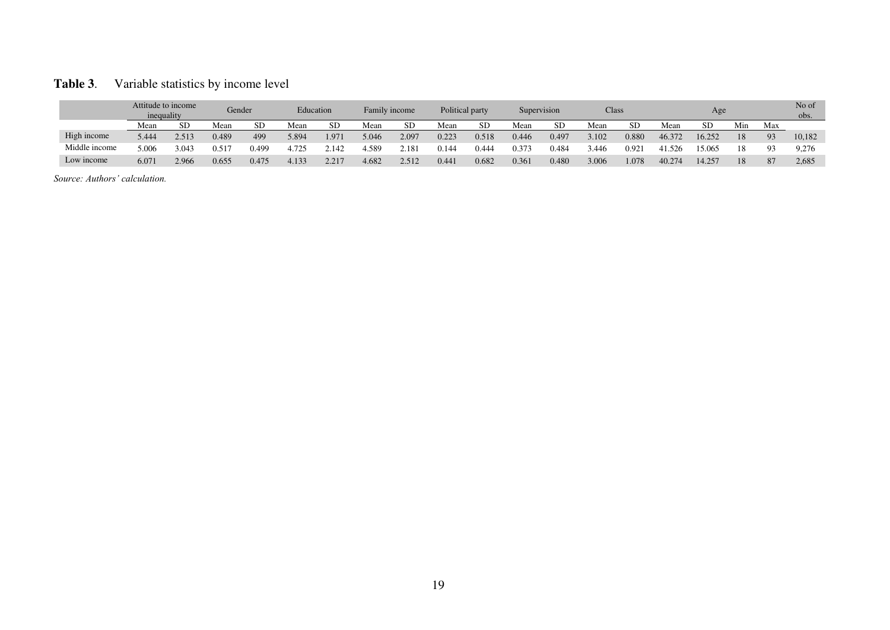**Table 3**. Variable statistics by income level

| | Attitude to income inequality | | Gender | | Education | | Family income | | Political party | | Supervision | | Class | | Age | | | | No of obs. |
|---|---|---|---|---|---|---|---|---|---|---|---|---|---|---|---|---|---|---|---|
| | Mean | SD | Mean | SD | Mean | SD | Mean | SD | Mean | SD | Mean | SD | Mean | SD | Mean | SD | Min | Max | |
| High income | 5.444 | 2.513 | 0.489 | 499 | 5.894 | 1.971 | 5.046 | 2.097 | 0.223 | 0.518 | 0.446 | 0.497 | 3.102 | 0.880 | 46.372 | 16.252 | 18 | 93 | 10,182 |
| Middle income | 5.006 | 3.043 | 0.517 | 0.499 | 4.725 | 2.142 | 4.589 | 2.181 | 0.144 | 0.444 | 0.373 | 0.484 | 3.446 | 0.921 | 41.526 | 15.065 | 18 | 93 | 9,276 |
| Low income | 6.071 | 2.966 | 0.655 | 0.475 | 4.133 | 2.217 | 4.682 | 2.512 | 0.441 | 0.682 | 0.361 | 0.480 | 3.006 | 1.078 | 40.274 | 14.257 | 18 | 87 | 2,685 |

*Source: Authors' calculation.*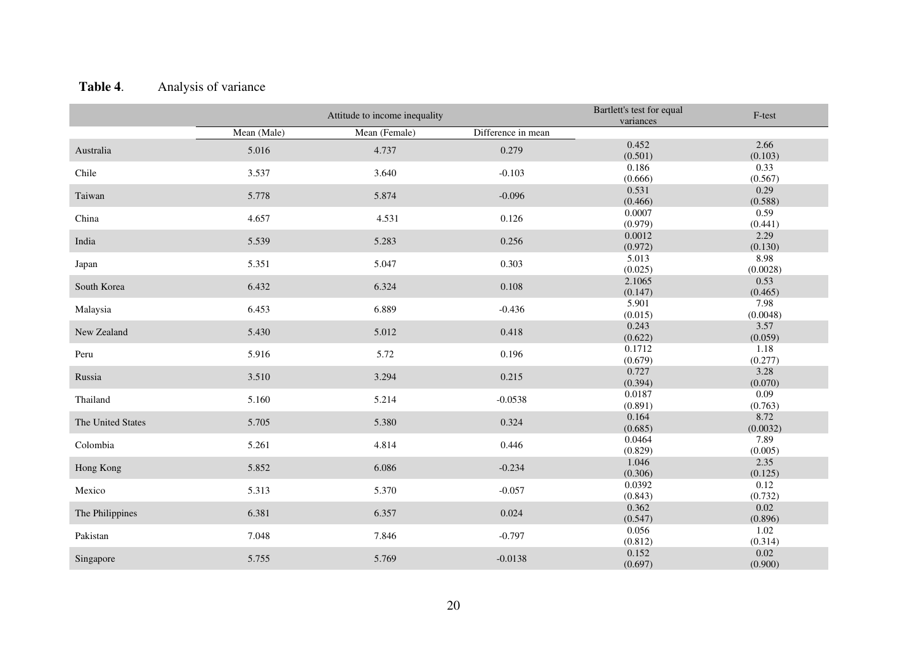**Table 4**. Analysis of variance

| | Attitude to income inequality | | | Bartlett's test for equal variances | F-test |
|---|---|---|---|---|---|
| | Mean (Male) | Mean (Female) | Difference in mean | | |
| Australia | 5.016 | 4.737 | 0.279 | 0.452 (0.501) | 2.66 (0.103) |
| Chile | 3.537 | 3.640 | -0.103 | 0.186 (0.666) | 0.33 (0.567) |
| Taiwan | 5.778 | 5.874 | -0.096 | 0.531 (0.466) | 0.29 (0.588) |
| China | 4.657 | 4.531 | 0.126 | 0.0007 (0.979) | 0.59 (0.441) |
| India | 5.539 | 5.283 | 0.256 | 0.0012 (0.972) | 2.29 (0.130) |
| Japan | 5.351 | 5.047 | 0.303 | 5.013 (0.025) | 8.98 (0.0028) |
| South Korea | 6.432 | 6.324 | 0.108 | 2.1065 (0.147) | 0.53 (0.465) |
| Malaysia | 6.453 | 6.889 | -0.436 | 5.901 (0.015) | 7.98 (0.0048) |
| New Zealand | 5.430 | 5.012 | 0.418 | 0.243 (0.622) | 3.57 (0.059) |
| Peru | 5.916 | 5.72 | 0.196 | 0.1712 (0.679) | 1.18 (0.277) |
| Russia | 3.510 | 3.294 | 0.215 | 0.727 (0.394) | 3.28 (0.070) |
| Thailand | 5.160 | 5.214 | -0.0538 | 0.0187 (0.891) | 0.09 (0.763) |
| The United States | 5.705 | 5.380 | 0.324 | 0.164 (0.685) | 8.72 (0.0032) |
| Colombia | 5.261 | 4.814 | 0.446 | 0.0464 (0.829) | 7.89 (0.005) |
| Hong Kong | 5.852 | 6.086 | -0.234 | 1.046 (0.306) | 2.35 (0.125) |
| Mexico | 5.313 | 5.370 | -0.057 | 0.0392 (0.843) | 0.12 (0.732) |
| The Philippines | 6.381 | 6.357 | 0.024 | 0.362 (0.547) | 0.02 (0.896) |
| Pakistan | 7.048 | 7.846 | -0.797 | 0.056 (0.812) | 1.02 (0.314) |
| Singapore | 5.755 | 5.769 | -0.0138 | 0.152 (0.697) | 0.02 (0.900) |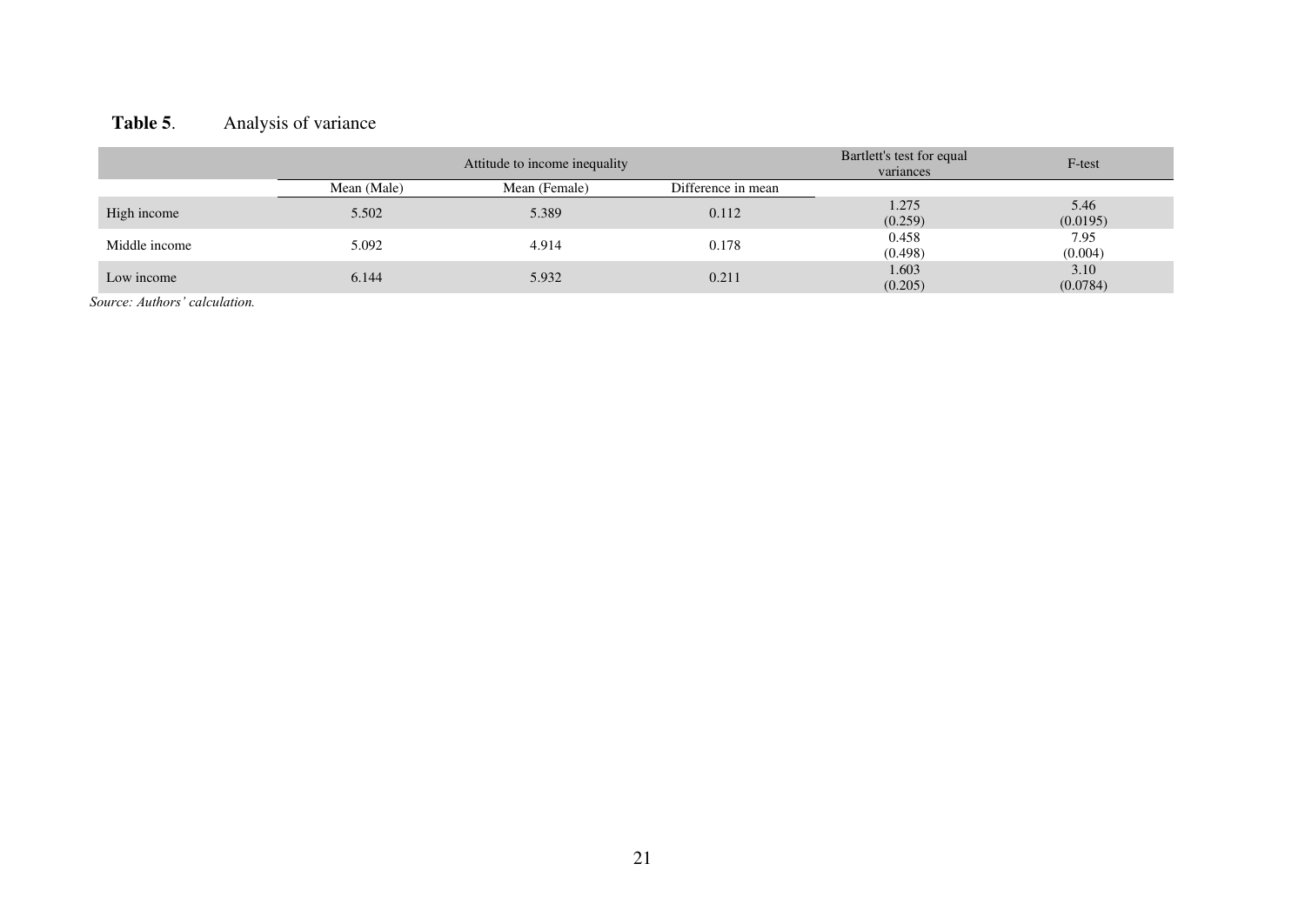**Table 5**. Analysis of variance

| | Attitude to income inequality | | | Bartlett's test for equal variances | F-test |
|---|---|---|---|---|---|
| | Mean (Male) | Mean (Female) | Difference in mean | | |
| High income | 5.502 | 5.389 | 0.112 | 1.275<br>(0.259) | 5.46<br>(0.0195) |
| Middle income | 5.092 | 4.914 | 0.178 | 0.458<br>(0.498) | 7.95<br>(0.004) |
| Low income | 6.144 | 5.932 | 0.211 | 1.603<br>(0.205) | 3.10<br>(0.0784) |

*Source: Authors' calculation.*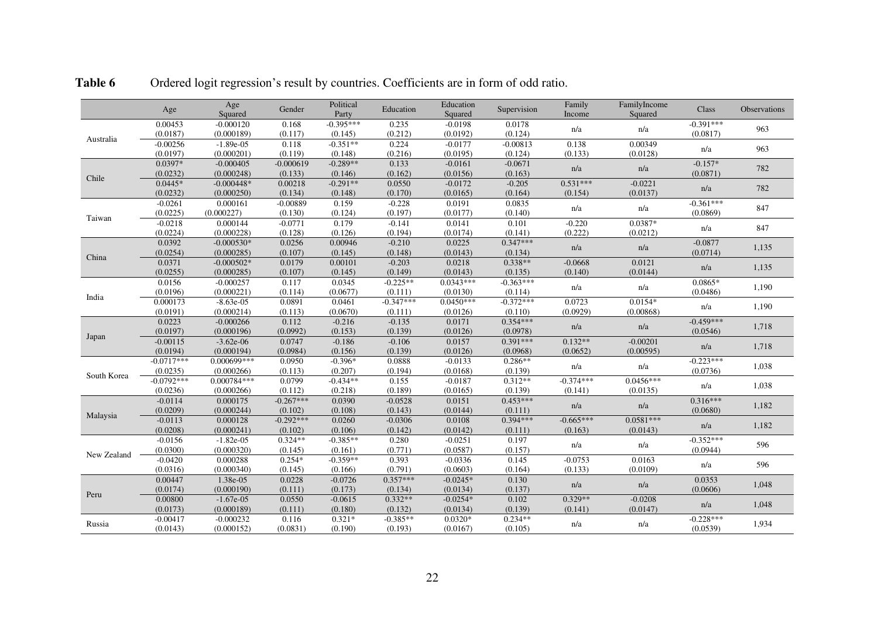**Table 6** Ordered logit regression's result by countries. Coefficients are in form of odd ratio.

| | Age | Age Squared | Gender | Political Party | Education | Education Squared | Supervision | Family Income | FamilyIncome Squared | Class | Observations |
|---|---|---|---|---|---|---|---|---|---|---|---|
| Australia | 0.00453 | -0.000120 | 0.168 | -0.395*** | 0.235 | -0.0198 | 0.0178 | n/a | n/a | -0.391*** | 963 |
| | (0.0187) | (0.000189) | (0.117) | (0.145) | (0.212) | (0.0192) | (0.124) | | | (0.0817) | |
| | -0.00256 | -1.89e-05 | 0.118 | -0.351** | 0.224 | -0.0177 | -0.00813 | 0.138 | 0.00349 | n/a | 963 |
| | (0.0197) | (0.000201) | (0.119) | (0.148) | (0.216) | (0.0195) | (0.124) | (0.133) | (0.0128) | | |
| Chile | 0.0397* | -0.000405 | -0.000619 | -0.289** | 0.133 | -0.0161 | -0.0671 | n/a | n/a | -0.157* | 782 |
| | (0.0232) | (0.000248) | (0.133) | (0.146) | (0.162) | (0.0156) | (0.163) | | | (0.0871) | |
| | 0.0445* | -0.000448* | 0.00218 | -0.291** | 0.0550 | -0.0172 | -0.205 | 0.531*** | -0.0221 | n/a | 782 |
| | (0.0232) | (0.000250) | (0.134) | (0.148) | (0.170) | (0.0165) | (0.164) | (0.154) | (0.0137) | | |
| Taiwan | -0.0261 | 0.000161 | -0.00889 | 0.159 | -0.228 | 0.0191 | 0.0835 | n/a | n/a | -0.361*** | 847 |
| | (0.0225) | (0.000227) | (0.130) | (0.124) | (0.197) | (0.0177) | (0.140) | | | (0.0869) | |
| | -0.0218 | 0.000144 | -0.0771 | 0.179 | -0.141 | 0.0141 | 0.101 | -0.220 | 0.0387* | n/a | 847 |
| | (0.0224) | (0.000228) | (0.128) | (0.126) | (0.194) | (0.0174) | (0.141) | (0.222) | (0.0212) | | |
| China | 0.0392 | -0.000530* | 0.0256 | 0.00946 | -0.210 | 0.0225 | 0.347*** | n/a | n/a | -0.0877 | 1,135 |
| | (0.0254) | (0.000285) | (0.107) | (0.145) | (0.148) | (0.0143) | (0.134) | | | (0.0714) | |
| | 0.0371 | -0.000502* | 0.0179 | 0.00101 | -0.203 | 0.0218 | 0.338** | -0.0668 | 0.0121 | n/a | 1,135 |
| | (0.0255) | (0.000285) | (0.107) | (0.145) | (0.149) | (0.0143) | (0.135) | (0.140) | (0.0144) | | |
| India | 0.0156 | -0.000257 | 0.117 | 0.0345 | -0.225** | 0.0343*** | -0.363*** | n/a | n/a | 0.0865* | 1,190 |
| | (0.0196) | (0.000221) | (0.114) | (0.0677) | (0.111) | (0.0130) | (0.114) | | | (0.0486) | |
| | 0.000173 | -8.63e-05 | 0.0891 | 0.0461 | -0.347*** | 0.0450*** | -0.372*** | 0.0723 | 0.0154* | n/a | 1,190 |
| | (0.0191) | (0.000214) | (0.113) | (0.0670) | (0.111) | (0.0126) | (0.110) | (0.0929) | (0.00868) | | |
| Japan | 0.0223 | -0.000266 | 0.112 | -0.216 | -0.135 | 0.0171 | 0.354*** | n/a | n/a | -0.459*** | 1,718 |
| | (0.0197) | (0.000196) | (0.0992) | (0.153) | (0.139) | (0.0126) | (0.0978) | | | (0.0546) | |
| | -0.00115 | -3.62e-06 | 0.0747 | -0.186 | -0.106 | 0.0157 | 0.391*** | 0.132** | -0.00201 | n/a | 1,718 |
| | (0.0194) | (0.000194) | (0.0984) | (0.156) | (0.139) | (0.0126) | (0.0968) | (0.0652) | (0.00595) | | |
| South Korea | -0.0717*** | 0.000699*** | 0.0950 | -0.396* | 0.0888 | -0.0133 | 0.286** | n/a | n/a | -0.223*** | 1,038 |
| | (0.0235) | (0.000266) | (0.113) | (0.207) | (0.194) | (0.0168) | (0.139) | | | (0.0736) | |
| | -0.0792*** | 0.000784*** | 0.0799 | -0.434** | 0.155 | -0.0187 | 0.312** | -0.374*** | 0.0456*** | n/a | 1,038 |
| | (0.0236) | (0.000266) | (0.112) | (0.218) | (0.189) | (0.0165) | (0.139) | (0.141) | (0.0135) | | |
| Malaysia | -0.0114 | 0.000175 | -0.267*** | 0.0390 | -0.0528 | 0.0151 | 0.453*** | n/a | n/a | 0.316*** | 1,182 |
| | (0.0209) | (0.000244) | (0.102) | (0.108) | (0.143) | (0.0144) | (0.111) | | | (0.0680) | |
| | -0.0113 | 0.000128 | -0.292*** | 0.0260 | -0.0306 | 0.0108 | 0.394*** | -0.665*** | 0.0581*** | n/a | 1,182 |
| | (0.0208) | (0.000241) | (0.102) | (0.106) | (0.142) | (0.0142) | (0.111) | (0.163) | (0.0143) | | |
| New Zealand | -0.0156 | -1.82e-05 | 0.324** | -0.385** | 0.280 | -0.0251 | 0.197 | n/a | n/a | -0.352*** | 596 |
| | (0.0300) | (0.000320) | (0.145) | (0.161) | (0.771) | (0.0587) | (0.157) | | | (0.0944) | |
| | -0.0420 | 0.000288 | 0.254* | -0.359** | 0.393 | -0.0336 | 0.145 | -0.0753 | 0.0163 | n/a | 596 |
| | (0.0316) | (0.000340) | (0.145) | (0.166) | (0.791) | (0.0603) | (0.164) | (0.133) | (0.0109) | | |
| Peru | 0.00447 | 1.38e-05 | 0.0228 | -0.0726 | 0.357*** | -0.0245* | 0.130 | n/a | n/a | 0.0353 | 1,048 |
| | (0.0174) | (0.000190) | (0.111) | (0.173) | (0.134) | (0.0134) | (0.137) | | | (0.0606) | |
| | 0.00800 | -1.67e-05 | 0.0550 | -0.0615 | 0.332** | -0.0254* | 0.102 | 0.329** | -0.0208 | n/a | 1,048 |
| | (0.0173) | (0.000189) | (0.111) | (0.180) | (0.132) | (0.0134) | (0.139) | (0.141) | (0.0147) | | |
| Russia | -0.00417 | -0.000232 | 0.116 | 0.321* | -0.385** | 0.0320* | 0.234** | n/a | n/a | -0.228*** | 1,934 |
| | (0.0143) | (0.000152) | (0.0831) | (0.190) | (0.193) | (0.0167) | (0.105) | | | (0.0539) | |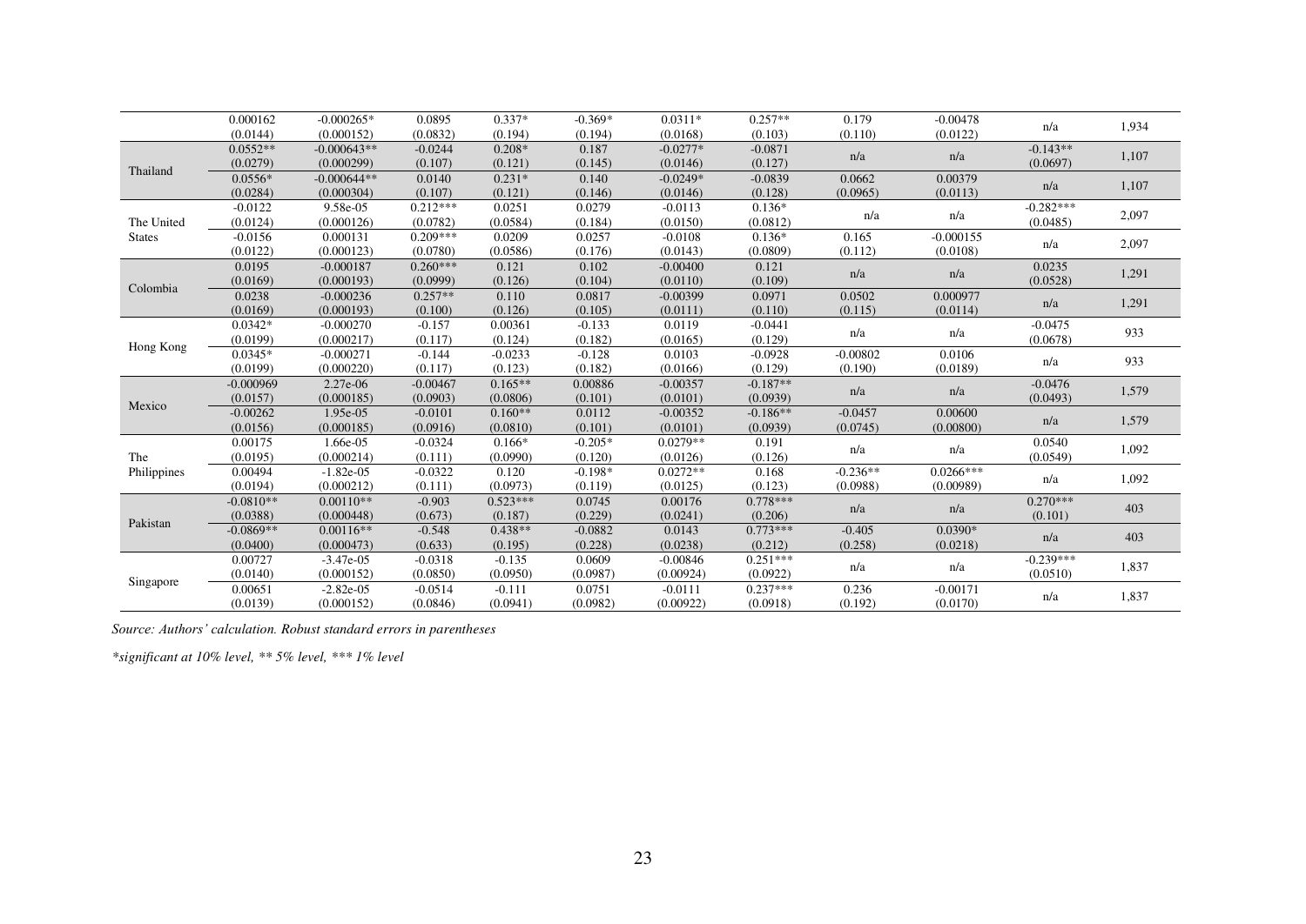| | | | | | | | | | | | |
|---|---|---|---|---|---|---|---|---|---|---|---|
| | 0.000162 | -0.000265* | 0.0895 | 0.337* | -0.369* | 0.0311* | 0.257** | 0.179 | -0.00478 | n/a | 1,934 |
| | (0.0144) | (0.000152) | (0.0832) | (0.194) | (0.194) | (0.0168) | (0.103) | (0.110) | (0.0122) | | |
| Thailand | 0.0552** | -0.000643** | -0.0244 | 0.208* | 0.187 | -0.0277* | -0.0871 | n/a | n/a | -0.143** | 1,107 |
| | (0.0279) | (0.000299) | (0.107) | (0.121) | (0.145) | (0.0146) | (0.127) | | | (0.0697) | |
| | 0.0556* | -0.000644** | 0.0140 | 0.231* | 0.140 | -0.0249* | -0.0839 | 0.0662 | 0.00379 | n/a | 1,107 |
| | (0.0284) | (0.000304) | (0.107) | (0.121) | (0.146) | (0.0146) | (0.128) | (0.0965) | (0.0113) | | |
| The United States | -0.0122 | 9.58e-05 | 0.212*** | 0.0251 | 0.0279 | -0.0113 | 0.136* | n/a | n/a | -0.282*** | 2,097 |
| | (0.0124) | (0.000126) | (0.0782) | (0.0584) | (0.184) | (0.0150) | (0.0812) | | | (0.0485) | |
| | -0.0156 | 0.000131 | 0.209*** | 0.0209 | 0.0257 | -0.0108 | 0.136* | 0.165 | -0.000155 | n/a | 2,097 |
| | (0.0122) | (0.000123) | (0.0780) | (0.0586) | (0.176) | (0.0143) | (0.0809) | (0.112) | (0.0108) | | |
| Colombia | 0.0195 | -0.000187 | 0.260*** | 0.121 | 0.102 | -0.00400 | 0.121 | n/a | n/a | 0.0235 | 1,291 |
| | (0.0169) | (0.000193) | (0.0999) | (0.126) | (0.104) | (0.0110) | (0.109) | | | (0.0528) | |
| | 0.0238 | -0.000236 | 0.257** | 0.110 | 0.0817 | -0.00399 | 0.0971 | 0.0502 | 0.000977 | n/a | 1,291 |
| | (0.0169) | (0.000193) | (0.100) | (0.126) | (0.105) | (0.0111) | (0.110) | (0.115) | (0.0114) | | |
| Hong Kong | 0.0342* | -0.000270 | -0.157 | 0.00361 | -0.133 | 0.0119 | -0.0441 | n/a | n/a | -0.0475 | 933 |
| | (0.0199) | (0.000217) | (0.117) | (0.124) | (0.182) | (0.0165) | (0.129) | | | (0.0678) | |
| | 0.0345* | -0.000271 | -0.144 | -0.0233 | -0.128 | 0.0103 | -0.0928 | -0.00802 | 0.0106 | n/a | 933 |
| | (0.0199) | (0.000220) | (0.117) | (0.123) | (0.182) | (0.0166) | (0.129) | (0.190) | (0.0189) | | |
| Mexico | -0.000969 | 2.27e-06 | -0.00467 | 0.165** | 0.00886 | -0.00357 | -0.187** | n/a | n/a | -0.0476 | 1,579 |
| | (0.0157) | (0.000185) | (0.0903) | (0.0806) | (0.101) | (0.0101) | (0.0939) | | | (0.0493) | |
| | -0.00262 | 1.95e-05 | -0.0101 | 0.160** | 0.0112 | -0.00352 | -0.186** | -0.0457 | 0.00600 | n/a | 1,579 |
| | (0.0156) | (0.000185) | (0.0916) | (0.0810) | (0.101) | (0.0101) | (0.0939) | (0.0745) | (0.00800) | | |
| The Philippines | 0.00175 | 1.66e-05 | -0.0324 | 0.166* | -0.205* | 0.0279** | 0.191 | n/a | n/a | 0.0540 | 1,092 |
| | (0.0195) | (0.000214) | (0.111) | (0.0990) | (0.120) | (0.0126) | (0.126) | | | (0.0549) | |
| | 0.00494 | -1.82e-05 | -0.0322 | 0.120 | -0.198* | 0.0272** | 0.168 | -0.236** | 0.0266*** | n/a | 1,092 |
| | (0.0194) | (0.000212) | (0.111) | (0.0973) | (0.119) | (0.0125) | (0.123) | (0.0988) | (0.00989) | | |
| Pakistan | -0.0810** | 0.00110** | -0.903 | 0.523*** | 0.0745 | 0.00176 | 0.778*** | n/a | n/a | 0.270*** | 403 |
| | (0.0388) | (0.000448) | (0.673) | (0.187) | (0.229) | (0.0241) | (0.206) | | | (0.101) | |
| | -0.0869** | 0.00116** | -0.548 | 0.438** | -0.0882 | 0.0143 | 0.773*** | -0.405 | 0.0390* | n/a | 403 |
| | (0.0400) | (0.000473) | (0.633) | (0.195) | (0.228) | (0.0238) | (0.212) | (0.258) | (0.0218) | | |
| Singapore | 0.00727 | -3.47e-05 | -0.0318 | -0.135 | 0.0609 | -0.00846 | 0.251*** | n/a | n/a | -0.239*** | 1,837 |
| | (0.0140) | (0.000152) | (0.0850) | (0.0950) | (0.0987) | (0.00924) | (0.0922) | | | (0.0510) | |
| | 0.00651 | -2.82e-05 | -0.0514 | -0.111 | 0.0751 | -0.0111 | 0.237*** | 0.236 | -0.00171 | n/a | 1,837 |
| | (0.0139) | (0.000152) | (0.0846) | (0.0941) | (0.0982) | (0.00922) | (0.0918) | (0.192) | (0.0170) | | |

*Source: Authors' calculation. Robust standard errors in parentheses*

*\*significant at 10% level, \*\* 5% level, \*\*\* 1% level*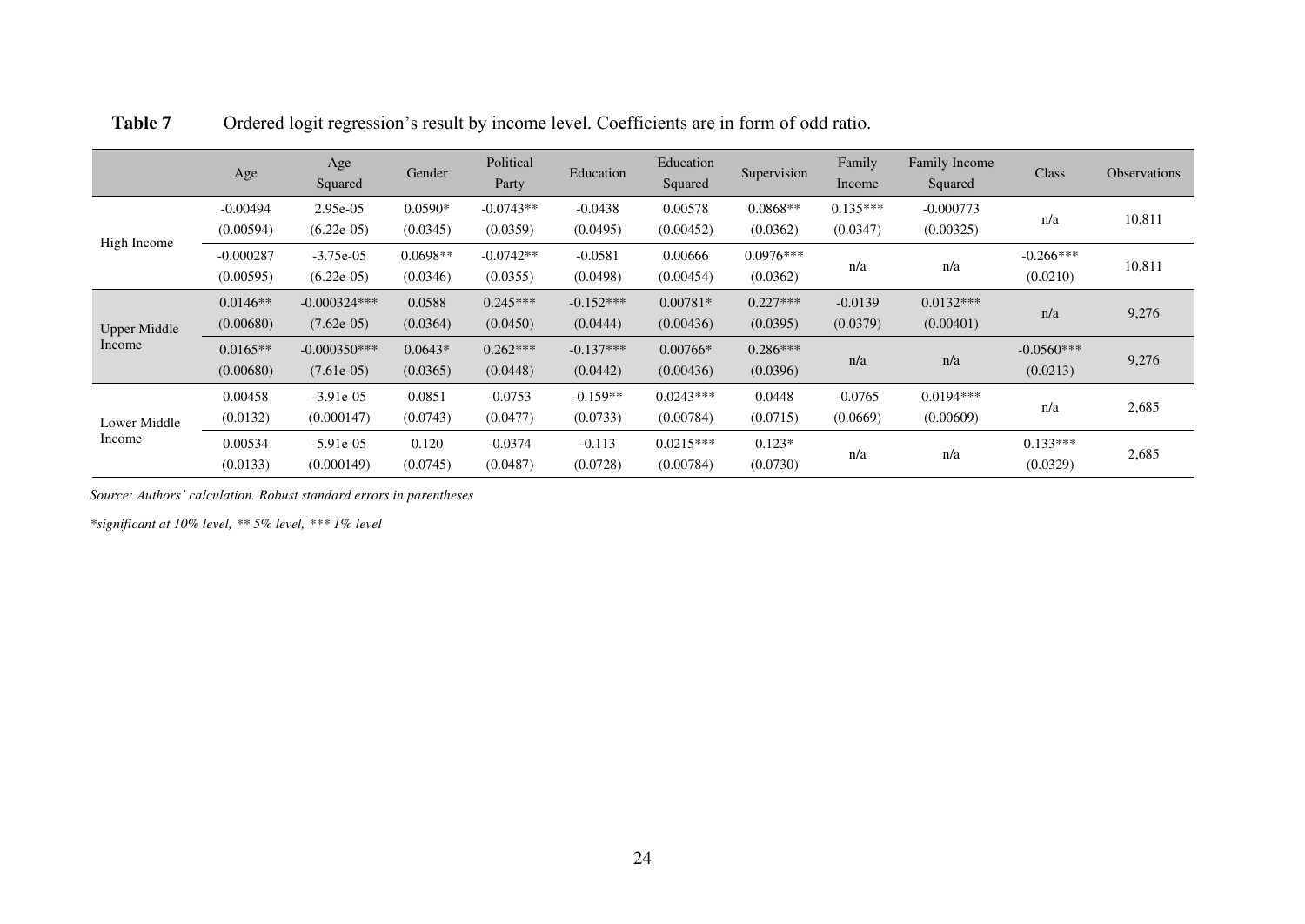**Table 7** Ordered logit regression's result by income level. Coefficients are in form of odd ratio.

| | Age | Age Squared | Gender | Political Party | Education | Education Squared | Supervision | Family Income | Family Income Squared | Class | Observations |
|---|---|---|---|---|---|---|---|---|---|---|---|
| High Income | -0.00494<br>(0.00594) | 2.95e-05<br>(6.22e-05) | 0.0590*<br>(0.0345) | -0.0743**<br>(0.0359) | -0.0438<br>(0.0495) | 0.00578<br>(0.00452) | 0.0868**<br>(0.0362) | 0.135***<br>(0.0347) | -0.000773<br>(0.00325) | n/a | 10,811 |
| | -0.000287<br>(0.00595) | -3.75e-05<br>(6.22e-05) | 0.0698**<br>(0.0346) | -0.0742**<br>(0.0355) | -0.0581<br>(0.0498) | 0.00666<br>(0.00454) | 0.0976***<br>(0.0362) | n/a | n/a | -0.266***<br>(0.0210) | 10,811 |
| Upper Middle Income | 0.0146**<br>(0.00680) | -0.000324***<br>(7.62e-05) | 0.0588<br>(0.0364) | 0.245***<br>(0.0450) | -0.152***<br>(0.0444) | 0.00781*<br>(0.00436) | 0.227***<br>(0.0395) | -0.0139<br>(0.0379) | 0.0132***<br>(0.00401) | n/a | 9,276 |
| | 0.0165**<br>(0.00680) | -0.000350***<br>(7.61e-05) | 0.0643*<br>(0.0365) | 0.262***<br>(0.0448) | -0.137***<br>(0.0442) | 0.00766*<br>(0.00436) | 0.286***<br>(0.0396) | n/a | n/a | -0.0560***<br>(0.0213) | 9,276 |
| Lower Middle Income | 0.00458<br>(0.0132) | -3.91e-05<br>(0.000147) | 0.0851<br>(0.0743) | -0.0753<br>(0.0477) | -0.159**<br>(0.0733) | 0.0243***<br>(0.00784) | 0.0448<br>(0.0715) | -0.0765<br>(0.0669) | 0.0194***<br>(0.00609) | n/a | 2,685 |
| | 0.00534<br>(0.0133) | -5.91e-05<br>(0.000149) | 0.120<br>(0.0745) | -0.0374<br>(0.0487) | -0.113<br>(0.0728) | 0.0215***<br>(0.00784) | 0.123*<br>(0.0730) | n/a | n/a | 0.133***<br>(0.0329) | 2,685 |

*Source: Authors' calculation. Robust standard errors in parentheses*

**significant at 10% level, ** 5% level, *** 1% level*